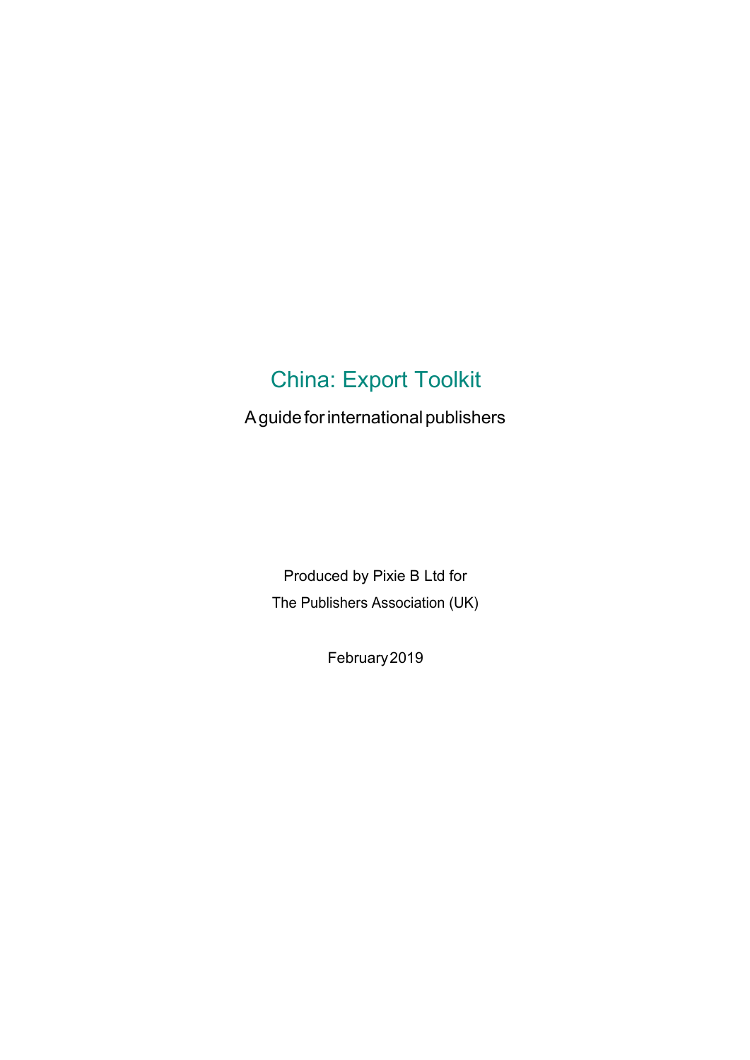# China: Export Toolkit

A guide for international publishers

Produced by Pixie B Ltd for
The Publishers Association (UK)

February 2019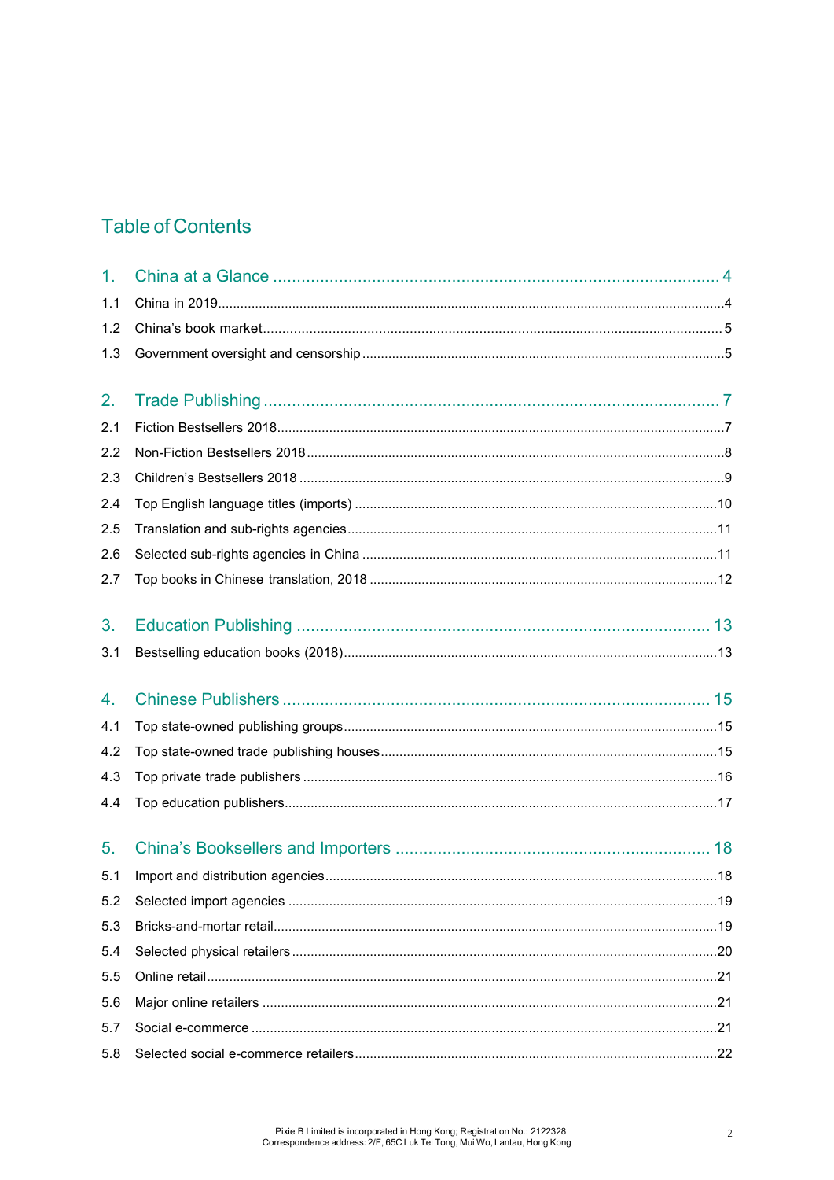# Table of Contents

1. China at a Glance ... 4
   - 1.1 China in 2019 ... 4
   - 1.2 China's book market ... 5
   - 1.3 Government oversight and censorship ... 5
2. Trade Publishing ... 7
   - 2.1 Fiction Bestsellers 2018 ... 7
   - 2.2 Non-Fiction Bestsellers 2018 ... 8
   - 2.3 Children's Bestsellers 2018 ... 9
   - 2.4 Top English language titles (imports) ... 10
   - 2.5 Translation and sub-rights agencies ... 11
   - 2.6 Selected sub-rights agencies in China ... 11
   - 2.7 Top books in Chinese translation, 2018 ... 12
3. Education Publishing ... 13
   - 3.1 Bestselling education books (2018) ... 13
4. Chinese Publishers ... 15
   - 4.1 Top state-owned publishing groups ... 15
   - 4.2 Top state-owned trade publishing houses ... 15
   - 4.3 Top private trade publishers ... 16
   - 4.4 Top education publishers ... 17
5. China's Booksellers and Importers ... 18
   - 5.1 Import and distribution agencies ... 18
   - 5.2 Selected import agencies ... 19
   - 5.3 Bricks-and-mortar retail ... 19
   - 5.4 Selected physical retailers ... 20
   - 5.5 Online retail ... 21
   - 5.6 Major online retailers ... 21
   - 5.7 Social e-commerce ... 21
   - 5.8 Selected social e-commerce retailers ... 22

Pixie B Limited is incorporated in Hong Kong; Registration No.: 2122328
Correspondence address: 2/F, 65C Luk Tei Tong, Mui Wo, Lantau, Hong Kong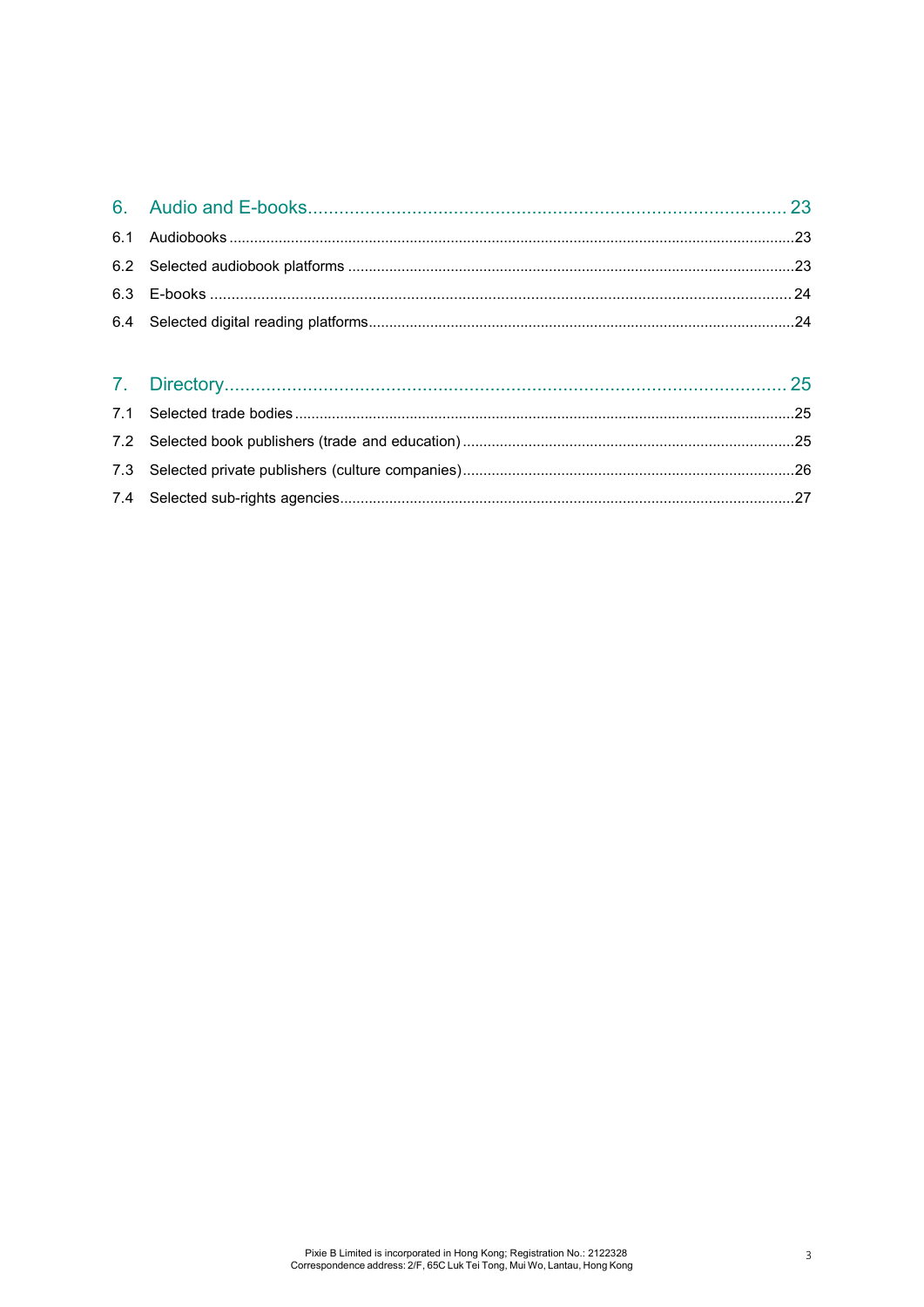6. Audio and E-books ........................................................................................ 23

6.1 Audiobooks ........................................................................................................................ 23

6.2 Selected audiobook platforms ........................................................................................... 23

6.3 E-books ............................................................................................................................. 24

6.4 Selected digital reading platforms...................................................................................... 24

7. Directory ....................................................................................................... 25

7.1 Selected trade bodies ........................................................................................................ 25

7.2 Selected book publishers (trade and education) ............................................................... 25

7.3 Selected private publishers (culture companies) ............................................................... 26

7.4 Selected sub-rights agencies ............................................................................................. 27

Pixie B Limited is incorporated in Hong Kong; Registration No.: 2122328
Correspondence address: 2/F, 65C Luk Tei Tong, Mui Wo, Lantau, Hong Kong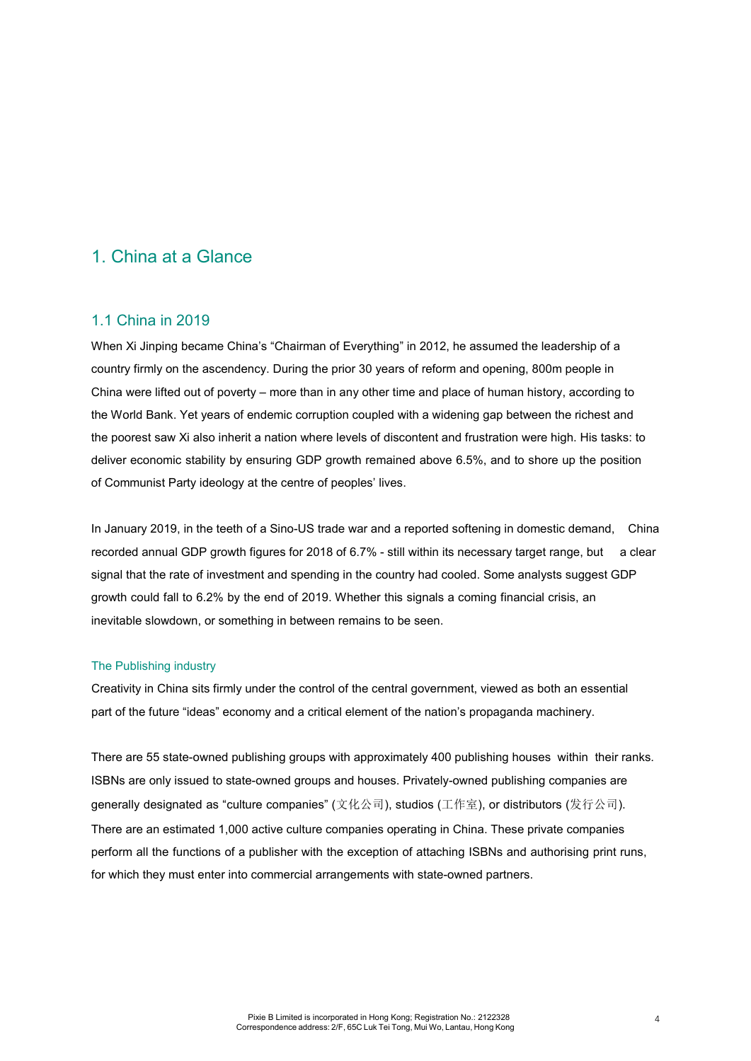# 1. China at a Glance

## 1.1 China in 2019

When Xi Jinping became China's "Chairman of Everything" in 2012, he assumed the leadership of a country firmly on the ascendency. During the prior 30 years of reform and opening, 800m people in China were lifted out of poverty – more than in any other time and place of human history, according to the World Bank. Yet years of endemic corruption coupled with a widening gap between the richest and the poorest saw Xi also inherit a nation where levels of discontent and frustration were high. His tasks: to deliver economic stability by ensuring GDP growth remained above 6.5%, and to shore up the position of Communist Party ideology at the centre of peoples' lives.

In January 2019, in the teeth of a Sino-US trade war and a reported softening in domestic demand, China recorded annual GDP growth figures for 2018 of 6.7% - still within its necessary target range, but a clear signal that the rate of investment and spending in the country had cooled. Some analysts suggest GDP growth could fall to 6.2% by the end of 2019. Whether this signals a coming financial crisis, an inevitable slowdown, or something in between remains to be seen.

### The Publishing industry

Creativity in China sits firmly under the control of the central government, viewed as both an essential part of the future "ideas" economy and a critical element of the nation's propaganda machinery.

There are 55 state-owned publishing groups with approximately 400 publishing houses within their ranks. ISBNs are only issued to state-owned groups and houses. Privately-owned publishing companies are generally designated as "culture companies" (文化公司), studios (工作室), or distributors (发行公司). There are an estimated 1,000 active culture companies operating in China. These private companies perform all the functions of a publisher with the exception of attaching ISBNs and authorising print runs, for which they must enter into commercial arrangements with state-owned partners.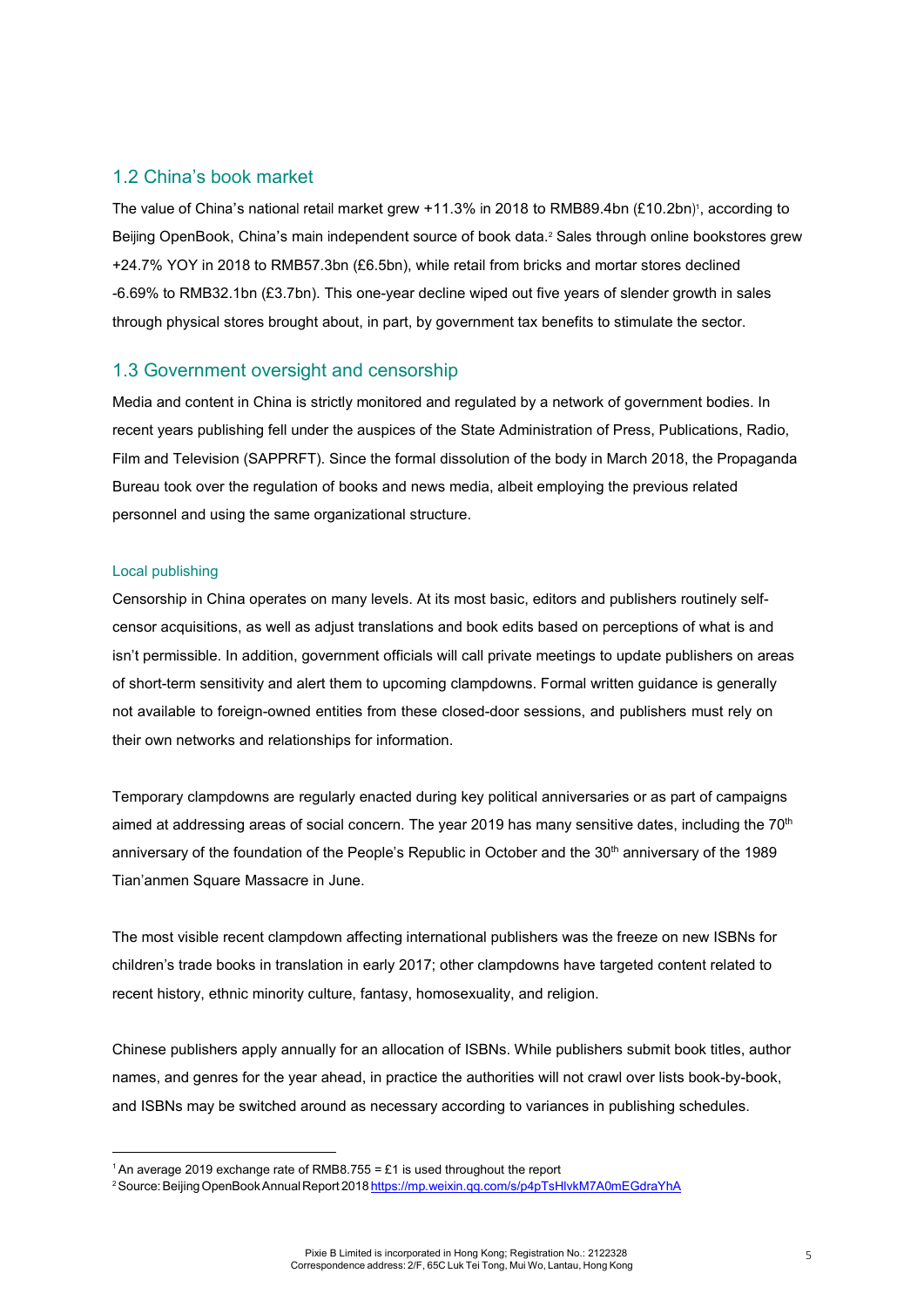## 1.2 China's book market

The value of China's national retail market grew +11.3% in 2018 to RMB89.4bn (£10.2bn)[1], according to Beijing OpenBook, China's main independent source of book data.[2] Sales through online bookstores grew +24.7% YOY in 2018 to RMB57.3bn (£6.5bn), while retail from bricks and mortar stores declined -6.69% to RMB32.1bn (£3.7bn). This one-year decline wiped out five years of slender growth in sales through physical stores brought about, in part, by government tax benefits to stimulate the sector.

## 1.3 Government oversight and censorship

Media and content in China is strictly monitored and regulated by a network of government bodies. In recent years publishing fell under the auspices of the State Administration of Press, Publications, Radio, Film and Television (SAPPRFT). Since the formal dissolution of the body in March 2018, the Propaganda Bureau took over the regulation of books and news media, albeit employing the previous related personnel and using the same organizational structure.

### Local publishing

Censorship in China operates on many levels. At its most basic, editors and publishers routinely self-censor acquisitions, as well as adjust translations and book edits based on perceptions of what is and isn't permissible. In addition, government officials will call private meetings to update publishers on areas of short-term sensitivity and alert them to upcoming clampdowns. Formal written guidance is generally not available to foreign-owned entities from these closed-door sessions, and publishers must rely on their own networks and relationships for information.

Temporary clampdowns are regularly enacted during key political anniversaries or as part of campaigns aimed at addressing areas of social concern. The year 2019 has many sensitive dates, including the 70th anniversary of the foundation of the People's Republic in October and the 30th anniversary of the 1989 Tian'anmen Square Massacre in June.

The most visible recent clampdown affecting international publishers was the freeze on new ISBNs for children's trade books in translation in early 2017; other clampdowns have targeted content related to recent history, ethnic minority culture, fantasy, homosexuality, and religion.

Chinese publishers apply annually for an allocation of ISBNs. While publishers submit book titles, author names, and genres for the year ahead, in practice the authorities will not crawl over lists book-by-book, and ISBNs may be switched around as necessary according to variances in publishing schedules.

---

[1] An average 2019 exchange rate of RMB8.755 = £1 is used throughout the report

[2] Source: Beijing OpenBook Annual Report 2018 https://mp.weixin.qq.com/s/p4pTsHlvkM7A0mEGdraYhA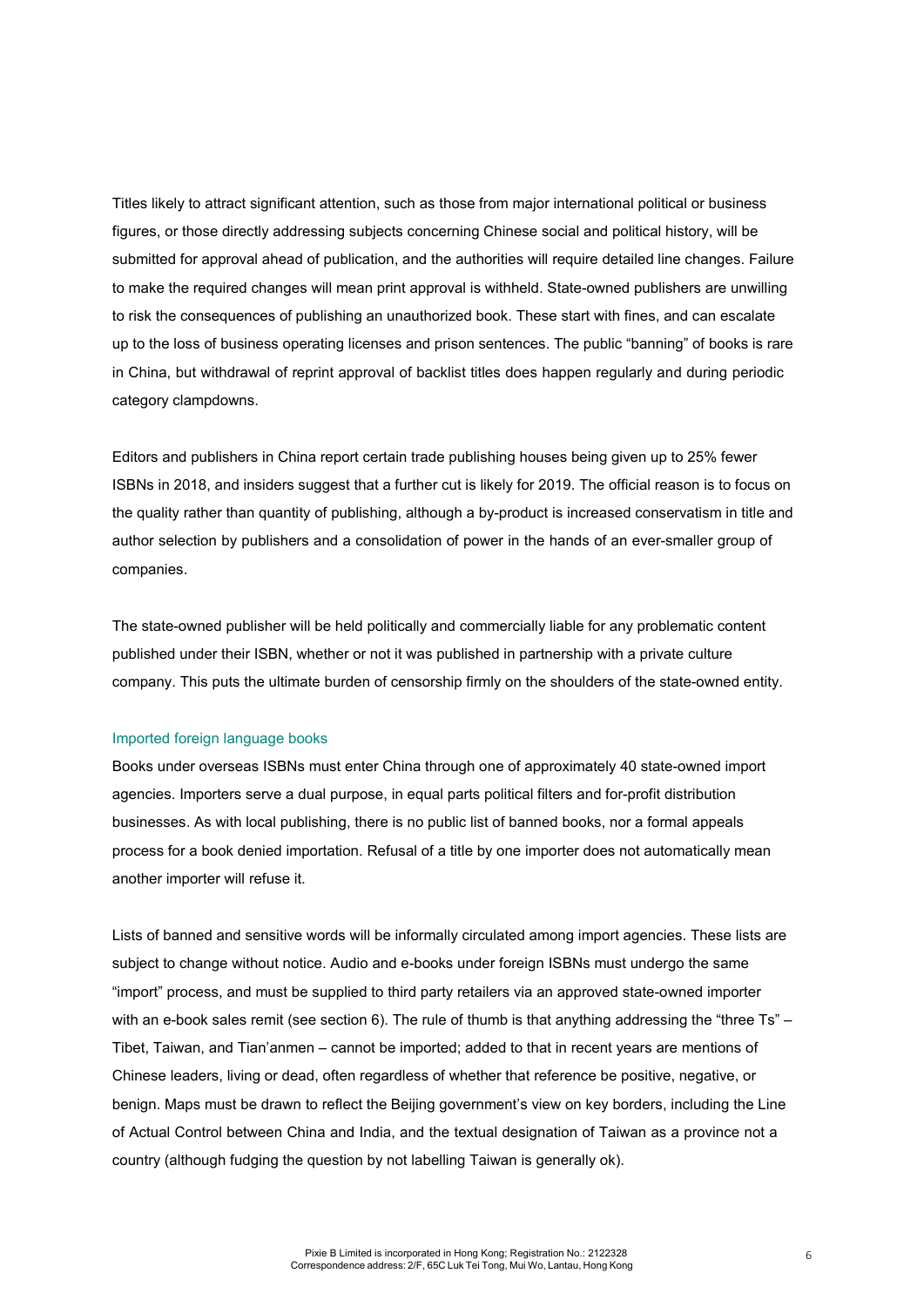Titles likely to attract significant attention, such as those from major international political or business figures, or those directly addressing subjects concerning Chinese social and political history, will be submitted for approval ahead of publication, and the authorities will require detailed line changes. Failure to make the required changes will mean print approval is withheld. State-owned publishers are unwilling to risk the consequences of publishing an unauthorized book. These start with fines, and can escalate up to the loss of business operating licenses and prison sentences. The public "banning" of books is rare in China, but withdrawal of reprint approval of backlist titles does happen regularly and during periodic category clampdowns.

Editors and publishers in China report certain trade publishing houses being given up to 25% fewer ISBNs in 2018, and insiders suggest that a further cut is likely for 2019. The official reason is to focus on the quality rather than quantity of publishing, although a by-product is increased conservatism in title and author selection by publishers and a consolidation of power in the hands of an ever-smaller group of companies.

The state-owned publisher will be held politically and commercially liable for any problematic content published under their ISBN, whether or not it was published in partnership with a private culture company. This puts the ultimate burden of censorship firmly on the shoulders of the state-owned entity.

### Imported foreign language books

Books under overseas ISBNs must enter China through one of approximately 40 state-owned import agencies. Importers serve a dual purpose, in equal parts political filters and for-profit distribution businesses. As with local publishing, there is no public list of banned books, nor a formal appeals process for a book denied importation. Refusal of a title by one importer does not automatically mean another importer will refuse it.

Lists of banned and sensitive words will be informally circulated among import agencies. These lists are subject to change without notice. Audio and e-books under foreign ISBNs must undergo the same "import" process, and must be supplied to third party retailers via an approved state-owned importer with an e-book sales remit (see section 6). The rule of thumb is that anything addressing the "three Ts" – Tibet, Taiwan, and Tian'anmen – cannot be imported; added to that in recent years are mentions of Chinese leaders, living or dead, often regardless of whether that reference be positive, negative, or benign. Maps must be drawn to reflect the Beijing government's view on key borders, including the Line of Actual Control between China and India, and the textual designation of Taiwan as a province not a country (although fudging the question by not labelling Taiwan is generally ok).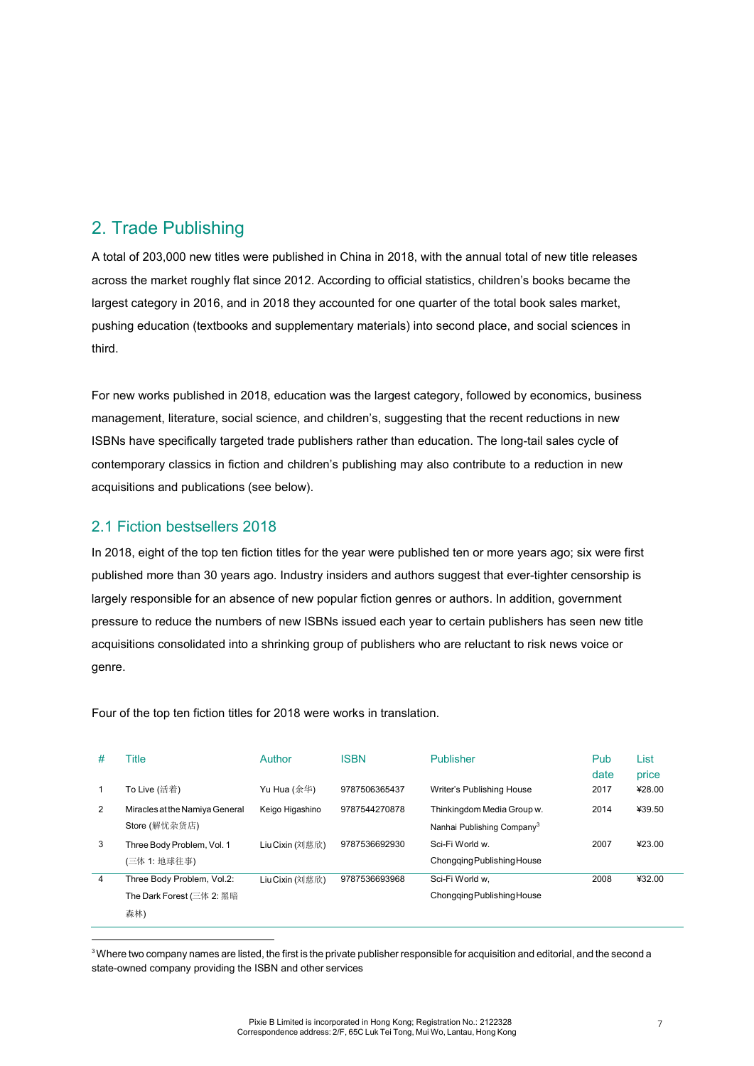## 2. Trade Publishing

A total of 203,000 new titles were published in China in 2018, with the annual total of new title releases across the market roughly flat since 2012. According to official statistics, children's books became the largest category in 2016, and in 2018 they accounted for one quarter of the total book sales market, pushing education (textbooks and supplementary materials) into second place, and social sciences in third.

For new works published in 2018, education was the largest category, followed by economics, business management, literature, social science, and children's, suggesting that the recent reductions in new ISBNs have specifically targeted trade publishers rather than education. The long-tail sales cycle of contemporary classics in fiction and children's publishing may also contribute to a reduction in new acquisitions and publications (see below).

### 2.1 Fiction bestsellers 2018

In 2018, eight of the top ten fiction titles for the year were published ten or more years ago; six were first published more than 30 years ago. Industry insiders and authors suggest that ever-tighter censorship is largely responsible for an absence of new popular fiction genres or authors. In addition, government pressure to reduce the numbers of new ISBNs issued each year to certain publishers has seen new title acquisitions consolidated into a shrinking group of publishers who are reluctant to risk news voice or genre.

Four of the top ten fiction titles for 2018 were works in translation.

| # | Title | Author | ISBN | Publisher | Pub date | List price |
|---|---|---|---|---|---|---|
| 1 | To Live (活着) | Yu Hua (余华) | 9787506365437 | Writer's Publishing House | 2017 | ¥28.00 |
| 2 | Miracles at the Namiya General Store (解忧杂货店) | Keigo Higashino | 9787544270878 | Thinkingdom Media Group w. Nanhai Publishing Company[3] | 2014 | ¥39.50 |
| 3 | Three Body Problem, Vol. 1 (三体 1: 地球往事) | Liu Cixin (刘慈欣) | 9787536692930 | Sci-Fi World w. Chongqing Publishing House | 2007 | ¥23.00 |
| 4 | Three Body Problem, Vol.2: The Dark Forest (三体 2: 黑暗森林) | Liu Cixin (刘慈欣) | 9787536693968 | Sci-Fi World w, Chongqing Publishing House | 2008 | ¥32.00 |

[3] Where two company names are listed, the first is the private publisher responsible for acquisition and editorial, and the second a state-owned company providing the ISBN and other services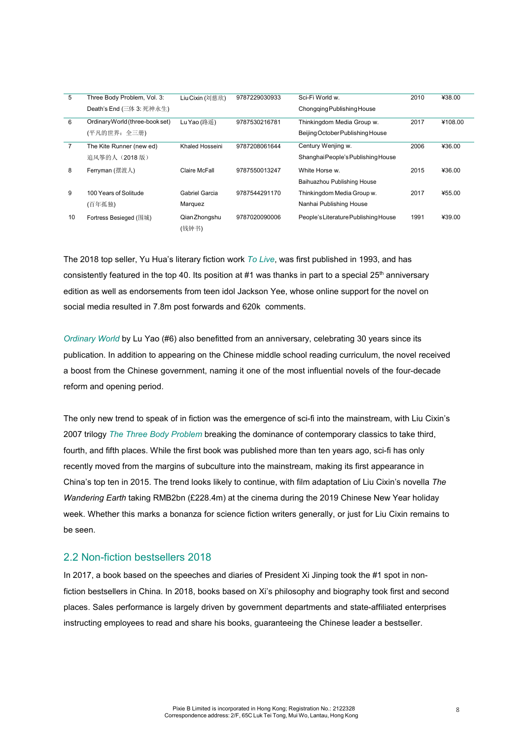| | | | | | | |
|---|---|---|---|---|---|---|
| 5 | Three Body Problem, Vol. 3: Death's End (三体 3: 死神永生) | Liu Cixin (刘慈欣) | 9787229030933 | Sci-Fi World w. Chongqing Publishing House | 2010 | ¥38.00 |
| 6 | Ordinary World (three-book set) (平凡的世界：全三册) | Lu Yao (路遥) | 9787530216781 | Thinkingdom Media Group w. Beijing October Publishing House | 2017 | ¥108.00 |
| 7 | The Kite Runner (new ed) 追风筝的人（2018 版） | Khaled Hosseini | 9787208061644 | Century Wenjing w. Shanghai People's Publishing House | 2006 | ¥36.00 |
| 8 | Ferryman (摆渡人) | Claire McFall | 9787550013247 | White Horse w. Baihuazhou Publishing House | 2015 | ¥36.00 |
| 9 | 100 Years of Solitude (百年孤独) | Gabriel Garcia Marquez | 9787544291170 | Thinkingdom Media Group w. Nanhai Publishing House | 2017 | ¥55.00 |
| 10 | Fortress Besieged (围城) | Qian Zhongshu (钱钟书) | 9787020090006 | People's Literature Publishing House | 1991 | ¥39.00 |

The 2018 top seller, Yu Hua's literary fiction work *To Live*, was first published in 1993, and has consistently featured in the top 40. Its position at #1 was thanks in part to a special 25th anniversary edition as well as endorsements from teen idol Jackson Yee, whose online support for the novel on social media resulted in 7.8m post forwards and 620k comments.

*Ordinary World* by Lu Yao (#6) also benefitted from an anniversary, celebrating 30 years since its publication. In addition to appearing on the Chinese middle school reading curriculum, the novel received a boost from the Chinese government, naming it one of the most influential novels of the four-decade reform and opening period.

The only new trend to speak of in fiction was the emergence of sci-fi into the mainstream, with Liu Cixin's 2007 trilogy *The Three Body Problem* breaking the dominance of contemporary classics to take third, fourth, and fifth places. While the first book was published more than ten years ago, sci-fi has only recently moved from the margins of subculture into the mainstream, making its first appearance in China's top ten in 2015. The trend looks likely to continue, with film adaptation of Liu Cixin's novella *The Wandering Earth* taking RMB2bn (£228.4m) at the cinema during the 2019 Chinese New Year holiday week. Whether this marks a bonanza for science fiction writers generally, or just for Liu Cixin remains to be seen.

## 2.2 Non-fiction bestsellers 2018

In 2017, a book based on the speeches and diaries of President Xi Jinping took the #1 spot in non-fiction bestsellers in China. In 2018, books based on Xi's philosophy and biography took first and second places. Sales performance is largely driven by government departments and state-affiliated enterprises instructing employees to read and share his books, guaranteeing the Chinese leader a bestseller.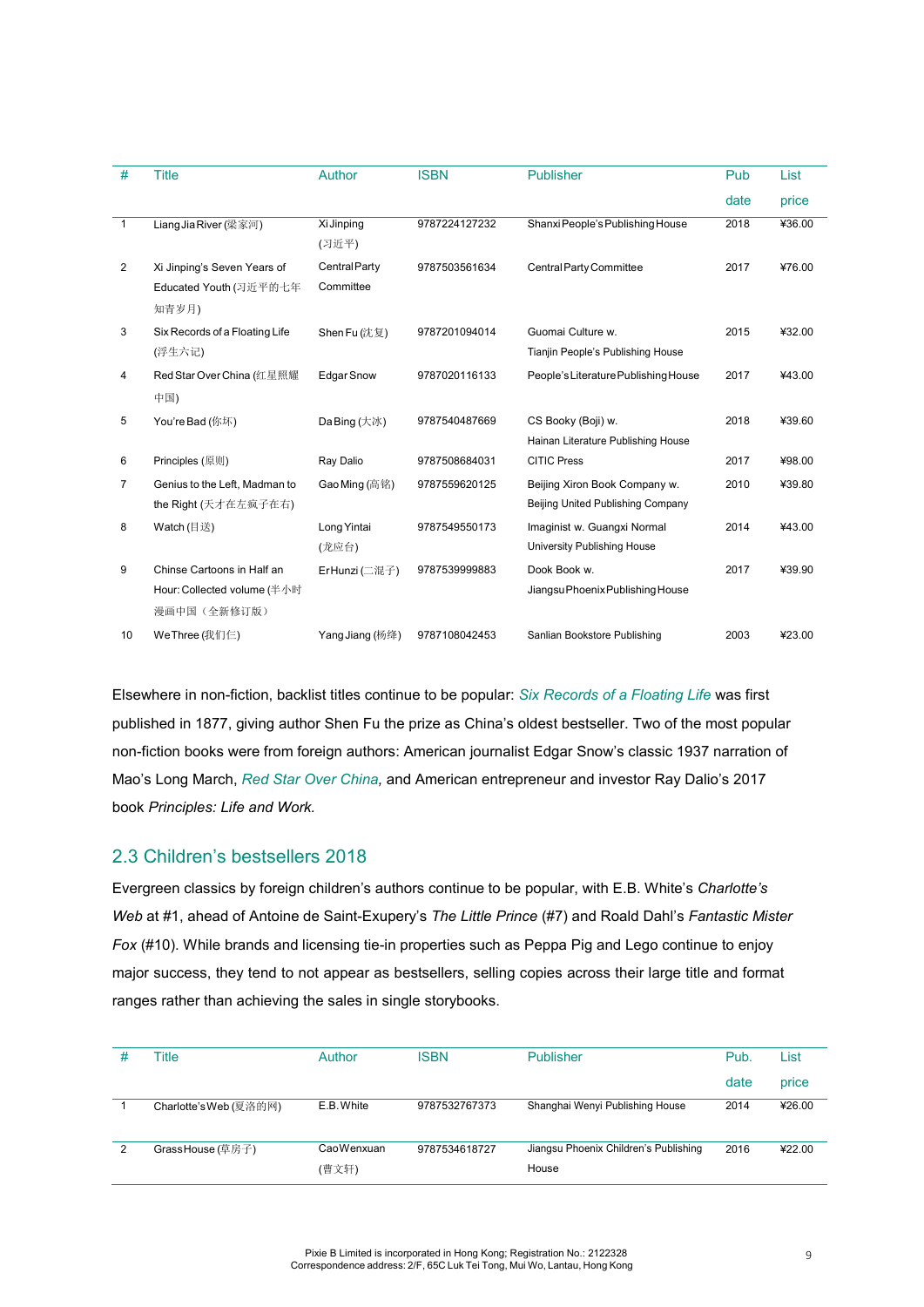| # | Title | Author | ISBN | Publisher | Pub date | List price |
|---|---|---|---|---|---|---|
| 1 | Liang Jia River (梁家河) | Xi Jinping (习近平) | 9787224127232 | Shanxi People's Publishing House | 2018 | ¥36.00 |
| 2 | Xi Jinping's Seven Years of Educated Youth (习近平的七年知青岁月) | Central Party Committee | 9787503561634 | Central Party Committee | 2017 | ¥76.00 |
| 3 | Six Records of a Floating Life (浮生六记) | Shen Fu (沈复) | 9787201094014 | Guomai Culture w. Tianjin People's Publishing House | 2015 | ¥32.00 |
| 4 | Red Star Over China (红星照耀中国) | Edgar Snow | 9787020116133 | People's Literature Publishing House | 2017 | ¥43.00 |
| 5 | You're Bad (你坏) | Da Bing (大冰) | 9787540487669 | CS Booky (Boji) w. Hainan Literature Publishing House | 2018 | ¥39.60 |
| 6 | Principles (原则) | Ray Dalio | 9787508684031 | CITIC Press | 2017 | ¥98.00 |
| 7 | Genius to the Left, Madman to the Right (天才在左疯子在右) | Gao Ming (高铭) | 9787559620125 | Beijing Xiron Book Company w. Beijing United Publishing Company | 2010 | ¥39.80 |
| 8 | Watch (目送) | Long Yintai (龙应台) | 9787549550173 | Imaginist w. Guangxi Normal University Publishing House | 2014 | ¥43.00 |
| 9 | Chinse Cartoons in Half an Hour: Collected volume (半小时漫画中国（全新修订版） | Er Hunzi (二混子) | 9787539999883 | Dook Book w. Jiangsu Phoenix Publishing House | 2017 | ¥39.90 |
| 10 | We Three (我们仨) | Yang Jiang (杨绛) | 9787108042453 | Sanlian Bookstore Publishing | 2003 | ¥23.00 |

Elsewhere in non-fiction, backlist titles continue to be popular: *Six Records of a Floating Life* was first published in 1877, giving author Shen Fu the prize as China's oldest bestseller. Two of the most popular non-fiction books were from foreign authors: American journalist Edgar Snow's classic 1937 narration of Mao's Long March, *Red Star Over China,* and American entrepreneur and investor Ray Dalio's 2017 book *Principles: Life and Work.*

## 2.3 Children's bestsellers 2018

Evergreen classics by foreign children's authors continue to be popular, with E.B. White's *Charlotte's Web* at #1, ahead of Antoine de Saint-Exupery's *The Little Prince* (#7) and Roald Dahl's *Fantastic Mister Fox* (#10). While brands and licensing tie-in properties such as Peppa Pig and Lego continue to enjoy major success, they tend to not appear as bestsellers, selling copies across their large title and format ranges rather than achieving the sales in single storybooks.

| # | Title | Author | ISBN | Publisher | Pub. date | List price |
|---|---|---|---|---|---|---|
| 1 | Charlotte's Web (夏洛的网) | E.B. White | 9787532767373 | Shanghai Wenyi Publishing House | 2014 | ¥26.00 |
| 2 | Grass House (草房子) | Cao Wenxuan (曹文轩) | 9787534618727 | Jiangsu Phoenix Children's Publishing House | 2016 | ¥22.00 |

Pixie B Limited is incorporated in Hong Kong; Registration No.: 2122328
Correspondence address: 2/F, 65C Luk Tei Tong, Mui Wo, Lantau, Hong Kong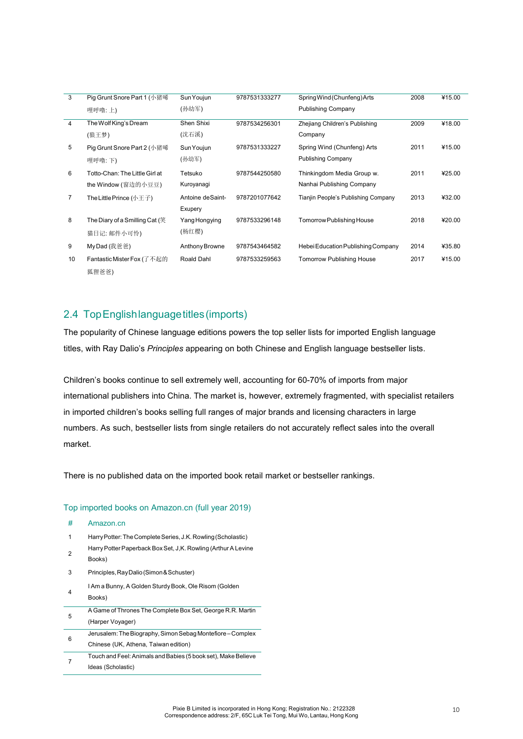| 3 | Pig Grunt Snore Part 1 (小猪唏哩呼噜: 上) | Sun Youjun (孙幼军) | 9787531333277 | Spring Wind (Chunfeng) Arts Publishing Company | 2008 | ¥15.00 |
|---|---|---|---|---|---|---|
| 4 | The Wolf King's Dream (狼王梦) | Shen Shixi (沈石溪) | 9787534256301 | Zhejiang Children's Publishing Company | 2009 | ¥18.00 |
| 5 | Pig Grunt Snore Part 2 (小猪唏哩呼噜: 下) | Sun Youjun (孙幼军) | 9787531333227 | Spring Wind (Chunfeng) Arts Publishing Company | 2011 | ¥15.00 |
| 6 | Totto-Chan: The Little Girl at the Window (窗边的小豆豆) | Tetsuko Kuroyanagi | 9787544250580 | Thinkingdom Media Group w. Nanhai Publishing Company | 2011 | ¥25.00 |
| 7 | The Little Prince (小王子) | Antoine de Saint-Exupery | 9787201077642 | Tianjin People's Publishing Company | 2013 | ¥32.00 |
| 8 | The Diary of a Smilling Cat (笑猫日记: 邮件小可怜) | Yang Hongying (杨红樱) | 9787533296148 | Tomorrow Publishing House | 2018 | ¥20.00 |
| 9 | My Dad (我爸爸) | Anthony Browne | 9787543464582 | Hebei Education Publishing Company | 2014 | ¥35.80 |
| 10 | Fantastic Mister Fox (了不起的狐狸爸爸) | Roald Dahl | 9787533259563 | Tomorrow Publishing House | 2017 | ¥15.00 |

## 2.4 Top English language titles (imports)

The popularity of Chinese language editions powers the top seller lists for imported English language titles, with Ray Dalio's *Principles* appearing on both Chinese and English language bestseller lists.

Children's books continue to sell extremely well, accounting for 60-70% of imports from major international publishers into China. The market is, however, extremely fragmented, with specialist retailers in imported children's books selling full ranges of major brands and licensing characters in large numbers. As such, bestseller lists from single retailers do not accurately reflect sales into the overall market.

There is no published data on the imported book retail market or bestseller rankings.

### Top imported books on Amazon.cn (full year 2019)

| # | Amazon.cn |
|---|---|
| 1 | Harry Potter: The Complete Series, J.K. Rowling (Scholastic) |
| 2 | Harry Potter Paperback Box Set, J,K. Rowling (Arthur A Levine Books) |
| 3 | Principles, Ray Dalio (Simon & Schuster) |
| 4 | I Am a Bunny, A Golden Sturdy Book, Ole Risom (Golden Books) |
| 5 | A Game of Thrones The Complete Box Set, George R.R. Martin (Harper Voyager) |
| 6 | Jerusalem: The Biography, Simon Sebag Montefiore – Complex Chinese (UK, Athena, Taiwan edition) |
| 7 | Touch and Feel: Animals and Babies (5 book set), Make Believe Ideas (Scholastic) |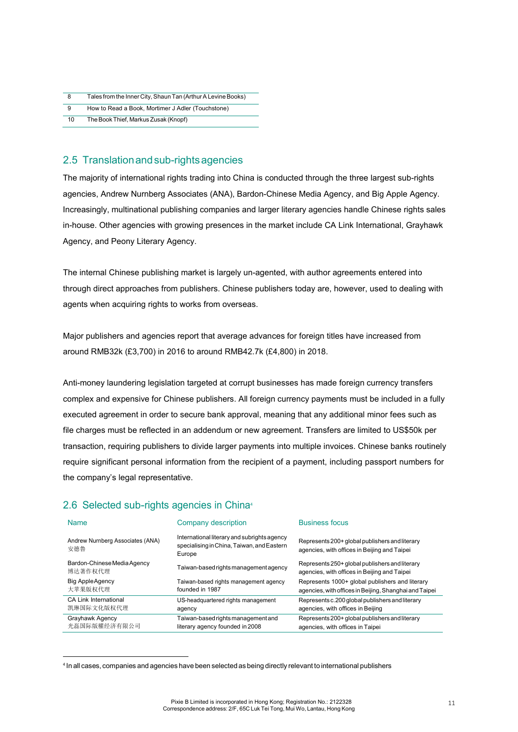| 8 | Tales from the Inner City, Shaun Tan (Arthur A Levine Books) |
|---|---|
| 9 | How to Read a Book, Mortimer J Adler (Touchstone) |
| 10 | The Book Thief, Markus Zusak (Knopf) |

## 2.5 Translation and sub-rights agencies

The majority of international rights trading into China is conducted through the three largest sub-rights agencies, Andrew Nurnberg Associates (ANA), Bardon-Chinese Media Agency, and Big Apple Agency. Increasingly, multinational publishing companies and larger literary agencies handle Chinese rights sales in-house. Other agencies with growing presences in the market include CA Link International, Grayhawk Agency, and Peony Literary Agency.

The internal Chinese publishing market is largely un-agented, with author agreements entered into through direct approaches from publishers. Chinese publishers today are, however, used to dealing with agents when acquiring rights to works from overseas.

Major publishers and agencies report that average advances for foreign titles have increased from around RMB32k (£3,700) in 2016 to around RMB42.7k (£4,800) in 2018.

Anti-money laundering legislation targeted at corrupt businesses has made foreign currency transfers complex and expensive for Chinese publishers. All foreign currency payments must be included in a fully executed agreement in order to secure bank approval, meaning that any additional minor fees such as file charges must be reflected in an addendum or new agreement. Transfers are limited to US$50k per transaction, requiring publishers to divide larger payments into multiple invoices. Chinese banks routinely require significant personal information from the recipient of a payment, including passport numbers for the company's legal representative.

## 2.6 Selected sub-rights agencies in China[4]

| Name | Company description | Business focus |
|---|---|---|
| Andrew Nurnberg Associates (ANA) 安德鲁 | International literary and subrights agency specialising in China, Taiwan, and Eastern Europe | Represents 200+ global publishers and literary agencies, with offices in Beijing and Taipei |
| Bardon-Chinese Media Agency 博达著作权代理 | Taiwan-based rights management agency | Represents 250+ global publishers and literary agencies, with offices in Beijing and Taipei |
| Big Apple Agency 大苹果版权代理 | Taiwan-based rights management agency founded in 1987 | Represents 1000+ global publishers and literary agencies, with offices in Beijing, Shanghai and Taipei |
| CA Link International 凯琳国际文化版权代理 | US-headquartered rights management agency | Represents c.200 global publishers and literary agencies, with offices in Beijing |
| Grayhawk Agency 光磊国际版權经济有限公司 | Taiwan-based rights management and literary agency founded in 2008 | Represents 200+ global publishers and literary agencies, with offices in Taipei |

[4] In all cases, companies and agencies have been selected as being directly relevant to international publishers

Pixie B Limited is incorporated in Hong Kong; Registration No.: 2122328
Correspondence address: 2/F, 65C Luk Tei Tong, Mui Wo, Lantau, Hong Kong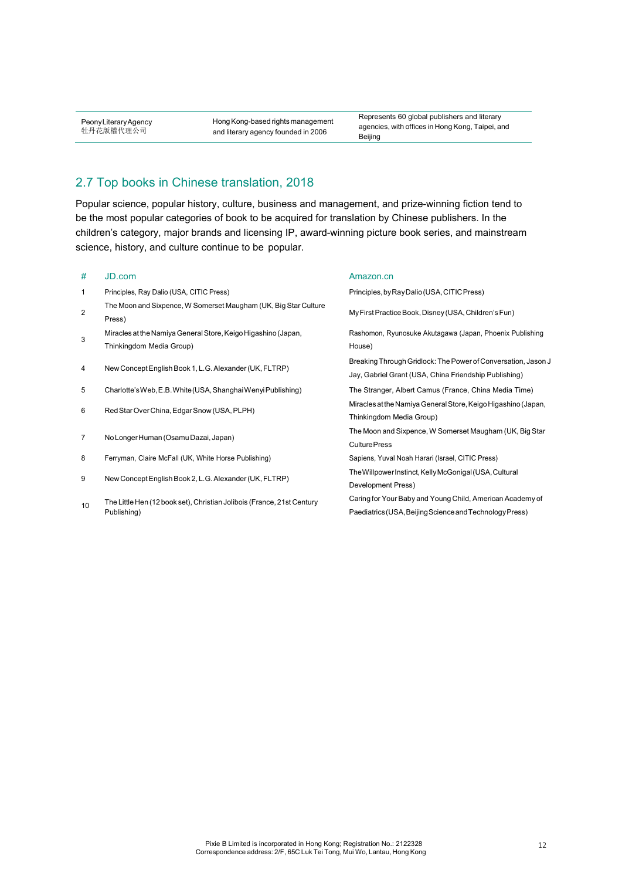| | | |
|---|---|---|
| Peony Literary Agency<br>牡丹花版權代理公司 | Hong Kong-based rights management and literary agency founded in 2006 | Represents 60 global publishers and literary agencies, with offices in Hong Kong, Taipei, and Beijing |

## 2.7 Top books in Chinese translation, 2018

Popular science, popular history, culture, business and management, and prize-winning fiction tend to be the most popular categories of book to be acquired for translation by Chinese publishers. In the children's category, major brands and licensing IP, award-winning picture book series, and mainstream science, history, and culture continue to be popular.

| # | JD.com | Amazon.cn |
|---|---|---|
| 1 | Principles, Ray Dalio (USA, CITIC Press) | Principles, by Ray Dalio (USA, CITIC Press) |
| 2 | The Moon and Sixpence, W Somerset Maugham (UK, Big Star Culture Press) | My First Practice Book, Disney (USA, Children's Fun) |
| 3 | Miracles at the Namiya General Store, Keigo Higashino (Japan, Thinkingdom Media Group) | Rashomon, Ryunosuke Akutagawa (Japan, Phoenix Publishing House) |
| 4 | New Concept English Book 1, L.G. Alexander (UK, FLTRP) | Breaking Through Gridlock: The Power of Conversation, Jason J Jay, Gabriel Grant (USA, China Friendship Publishing) |
| 5 | Charlotte's Web, E.B. White (USA, Shanghai Wenyi Publishing) | The Stranger, Albert Camus (France, China Media Time) |
| 6 | Red Star Over China, Edgar Snow (USA, PLPH) | Miracles at the Namiya General Store, Keigo Higashino (Japan, Thinkingdom Media Group) |
| 7 | No Longer Human (Osamu Dazai, Japan) | The Moon and Sixpence, W Somerset Maugham (UK, Big Star Culture Press |
| 8 | Ferryman, Claire McFall (UK, White Horse Publishing) | Sapiens, Yuval Noah Harari (Israel, CITIC Press) |
| 9 | New Concept English Book 2, L.G. Alexander (UK, FLTRP) | The Willpower Instinct, Kelly McGonigal (USA, Cultural Development Press) |
| 10 | The Little Hen (12 book set), Christian Jolibois (France, 21st Century Publishing) | Caring for Your Baby and Young Child, American Academy of Paediatrics (USA, Beijing Science and Technology Press) |

Pixie B Limited is incorporated in Hong Kong; Registration No.: 2122328
Correspondence address: 2/F, 65C Luk Tei Tong, Mui Wo, Lantau, Hong Kong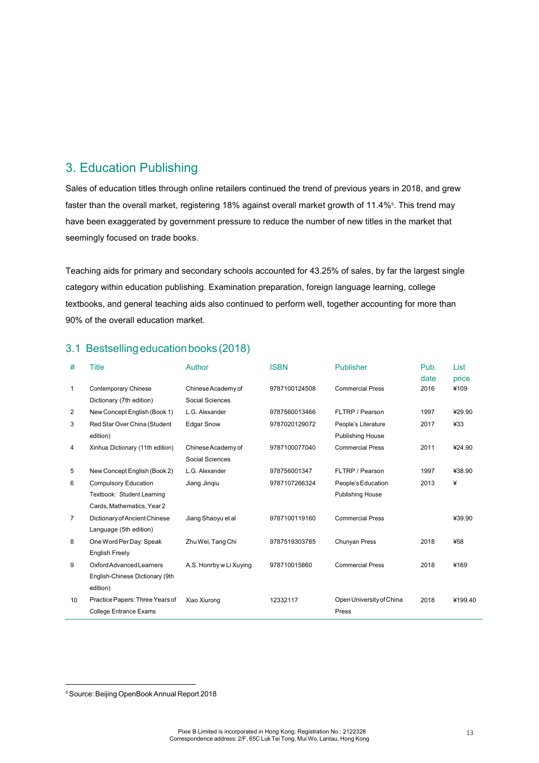## 3. Education Publishing

Sales of education titles through online retailers continued the trend of previous years in 2018, and grew faster than the overall market, registering 18% against overall market growth of 11.4%[5]. This trend may have been exaggerated by government pressure to reduce the number of new titles in the market that seemingly focused on trade books.

Teaching aids for primary and secondary schools accounted for 43.25% of sales, by far the largest single category within education publishing. Examination preparation, foreign language learning, college textbooks, and general teaching aids also continued to perform well, together accounting for more than 90% of the overall education market.

### 3.1 Bestselling education books (2018)

| # | Title | Author | ISBN | Publisher | Pub. date | List price |
|---|---|---|---|---|---|---|
| 1 | Contemporary Chinese Dictionary (7th edition) | Chinese Academy of Social Sciences | 9787100124508 | Commercial Press | 2016 | ¥109 |
| 2 | New Concept English (Book 1) | L.G. Alexander | 9787560013466 | FLTRP / Pearson | 1997 | ¥29.90 |
| 3 | Red Star Over China (Student edition) | Edgar Snow | 9787020129072 | People's Literature Publishing House | 2017 | ¥33 |
| 4 | Xinhua Dictionary (11th edition) | Chinese Academy of Social Sciences | 9787100077040 | Commercial Press | 2011 | ¥24.90 |
| 5 | New Concept English (Book 2) | L.G. Alexander | 978756001347 | FLTRP / Pearson | 1997 | ¥38.90 |
| 6 | Compulsory Education Textbook: Student Learning Cards, Mathematics, Year 2 | Jiang Jinqiu | 9787107266324 | People's Education Publishing House | 2013 | ¥ |
| 7 | Dictionary of Ancient Chinese Language (5th edition) | Jiang Shaoyu et al | 9787100119160 | Commercial Press | | ¥39.90 |
| 8 | One Word Per Day: Speak English Freely | Zhu Wei, Tang Chi | 9787519303785 | Chunyan Press | 2018 | ¥58 |
| 9 | Oxford Advanced Learners English-Chinese Dictionary (9th edition) | A.S. Honrby w Li Xuying | 978710015860 | Commercial Press | 2018 | ¥169 |
| 10 | Practice Papers: Three Years of College Entrance Exams | Xiao Xiurong | 12332117 | Open University of China Press | 2018 | ¥199.40 |

[5] Source: Beijing OpenBook Annual Report 2018

Pixie B Limited is incorporated in Hong Kong; Registration No.: 2122328
Correspondence address: 2/F, 65C Luk Tei Tong, Mui Wo, Lantau, Hong Kong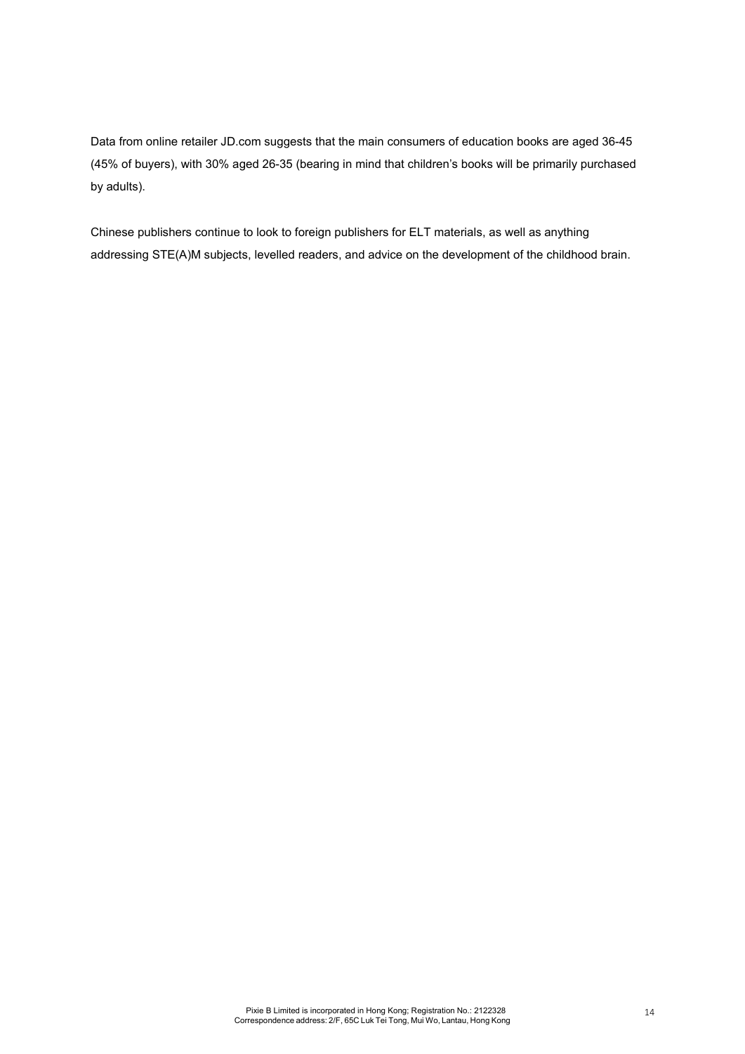Data from online retailer JD.com suggests that the main consumers of education books are aged 36-45 (45% of buyers), with 30% aged 26-35 (bearing in mind that children's books will be primarily purchased by adults).

Chinese publishers continue to look to foreign publishers for ELT materials, as well as anything addressing STE(A)M subjects, levelled readers, and advice on the development of the childhood brain.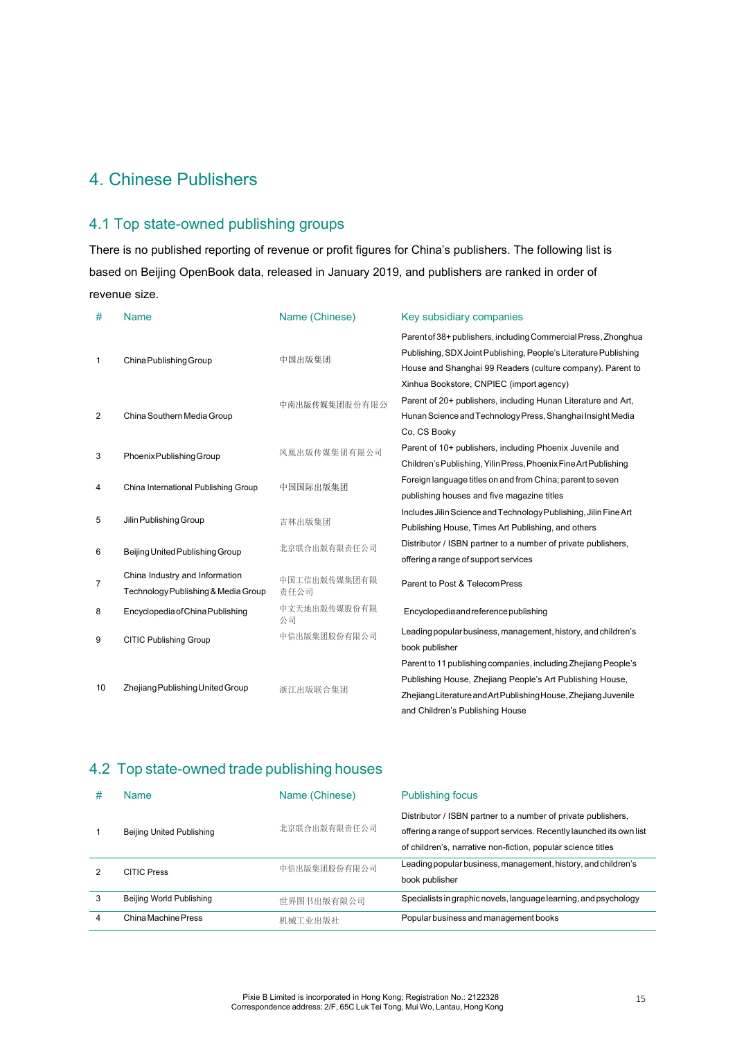# 4. Chinese Publishers

## 4.1 Top state-owned publishing groups

There is no published reporting of revenue or profit figures for China's publishers. The following list is based on Beijing OpenBook data, released in January 2019, and publishers are ranked in order of revenue size.

| # | Name | Name (Chinese) | Key subsidiary companies |
|---|---|---|---|
| 1 | China Publishing Group | 中国出版集团 | Parent of 38+ publishers, including Commercial Press, Zhonghua Publishing, SDX Joint Publishing, People's Literature Publishing House and Shanghai 99 Readers (culture company). Parent to Xinhua Bookstore, CNPIEC (import agency) |
| 2 | China Southern Media Group | 中南出版传媒集团股份有限公 | Parent of 20+ publishers, including Hunan Literature and Art, Hunan Science and Technology Press, Shanghai Insight Media Co, CS Booky |
| 3 | Phoenix Publishing Group | 凤凰出版传媒集团有限公司 | Parent of 10+ publishers, including Phoenix Juvenile and Children's Publishing, Yilin Press, Phoenix Fine Art Publishing |
| 4 | China International Publishing Group | 中国国际出版集团 | Foreign language titles on and from China; parent to seven publishing houses and five magazine titles |
| 5 | Jilin Publishing Group | 吉林出版集团 | Includes Jilin Science and Technology Publishing, Jilin Fine Art Publishing House, Times Art Publishing, and others |
| 6 | Beijing United Publishing Group | 北京联合出版有限责任公司 | Distributor / ISBN partner to a number of private publishers, offering a range of support services |
| 7 | China Industry and Information Technology Publishing & Media Group | 中国工信出版传媒集团有限责任公司 | Parent to Post & Telecom Press |
| 8 | Encyclopedia of China Publishing | 中文天地出版传媒股份有限公司 | Encyclopedia and reference publishing |
| 9 | CITIC Publishing Group | 中信出版集团股份有限公司 | Leading popular business, management, history, and children's book publisher |
| 10 | Zhejiang Publishing United Group | 浙江出版联合集团 | Parent to 11 publishing companies, including Zhejiang People's Publishing House, Zhejiang People's Art Publishing House, Zhejiang Literature and Art Publishing House, Zhejiang Juvenile and Children's Publishing House |

## 4.2 Top state-owned trade publishing houses

| # | Name | Name (Chinese) | Publishing focus |
|---|---|---|---|
| 1 | Beijing United Publishing | 北京联合出版有限责任公司 | Distributor / ISBN partner to a number of private publishers, offering a range of support services. Recently launched its own list of children's, narrative non-fiction, popular science titles |
| 2 | CITIC Press | 中信出版集团股份有限公司 | Leading popular business, management, history, and children's book publisher |
| 3 | Beijing World Publishing | 世界图书出版有限公司 | Specialists in graphic novels, language learning, and psychology |
| 4 | China Machine Press | 机械工业出版社 | Popular business and management books |

Pixie B Limited is incorporated in Hong Kong; Registration No.: 2122328
Correspondence address: 2/F, 65C Luk Tei Tong, Mui Wo, Lantau, Hong Kong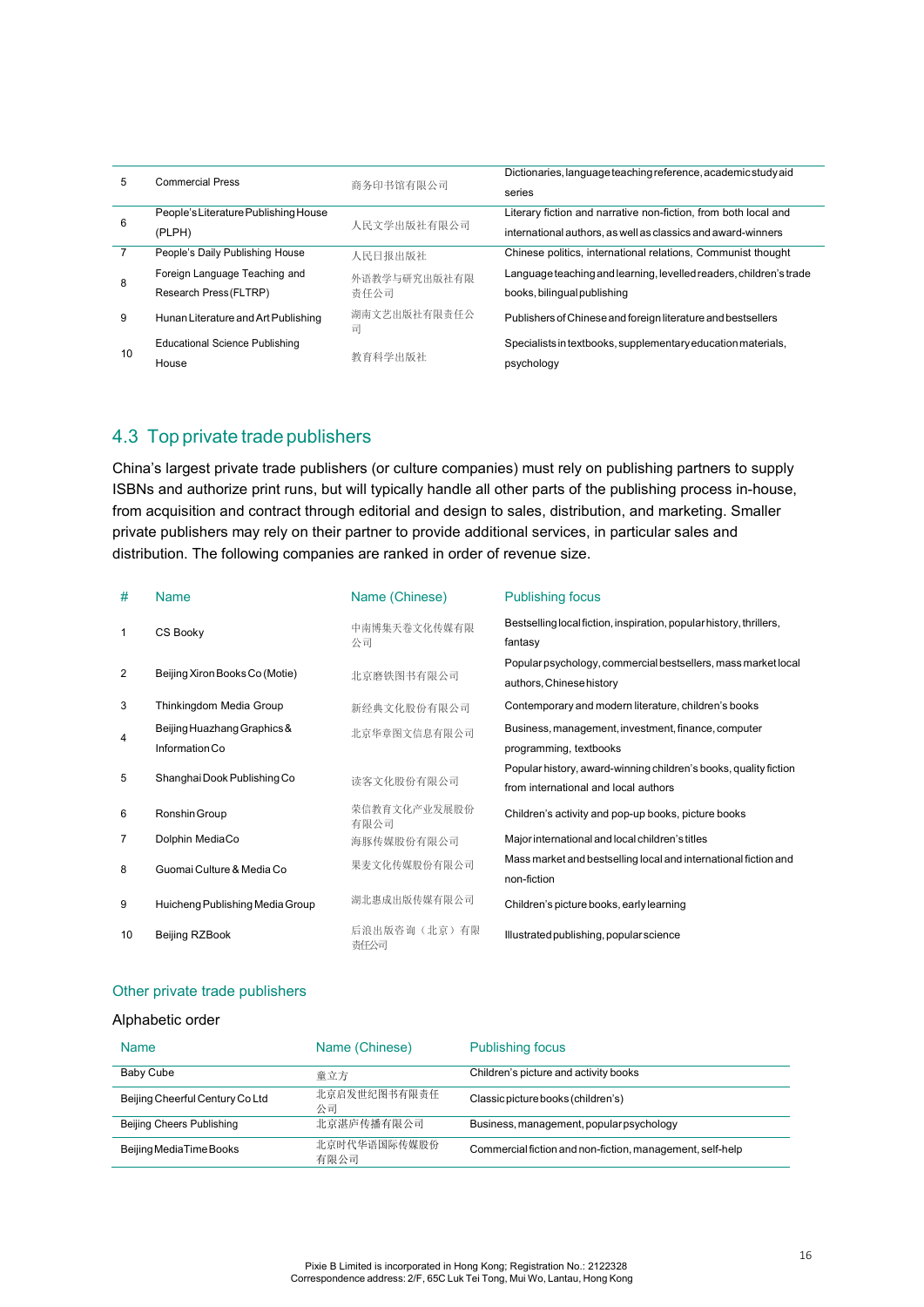| 5 | Commercial Press | 商务印书馆有限公司 | Dictionaries, language teaching reference, academic study aid series |
|---|---|---|---|
| 6 | People's Literature Publishing House (PLPH) | 人民文学出版社有限公司 | Literary fiction and narrative non-fiction, from both local and international authors, as well as classics and award-winners |
| 7 | People's Daily Publishing House | 人民日报出版社 | Chinese politics, international relations, Communist thought |
| 8 | Foreign Language Teaching and Research Press (FLTRP) | 外语教学与研究出版社有限责任公司 | Language teaching and learning, levelled readers, children's trade books, bilingual publishing |
| 9 | Hunan Literature and Art Publishing | 湖南文艺出版社有限责任公司 | Publishers of Chinese and foreign literature and bestsellers |
| 10 | Educational Science Publishing House | 教育科学出版社 | Specialists in textbooks, supplementary education materials, psychology |

## 4.3 Top private trade publishers

China's largest private trade publishers (or culture companies) must rely on publishing partners to supply ISBNs and authorize print runs, but will typically handle all other parts of the publishing process in-house, from acquisition and contract through editorial and design to sales, distribution, and marketing. Smaller private publishers may rely on their partner to provide additional services, in particular sales and distribution. The following companies are ranked in order of revenue size.

| # | Name | Name (Chinese) | Publishing focus |
|---|---|---|---|
| 1 | CS Booky | 中南博集天卷文化传媒有限公司 | Bestselling local fiction, inspiration, popular history, thrillers, fantasy |
| 2 | Beijing Xiron Books Co (Motie) | 北京磨铁图书有限公司 | Popular psychology, commercial bestsellers, mass market local authors, Chinese history |
| 3 | Thinkingdom Media Group | 新经典文化股份有限公司 | Contemporary and modern literature, children's books |
| 4 | Beijing Huazhang Graphics & Information Co | 北京华章图文信息有限公司 | Business, management, investment, finance, computer programming, textbooks |
| 5 | Shanghai Dook Publishing Co | 读客文化股份有限公司 | Popular history, award-winning children's books, quality fiction from international and local authors |
| 6 | Ronshin Group | 荣信教育文化产业发展股份有限公司 | Children's activity and pop-up books, picture books |
| 7 | Dolphin Media Co | 海豚传媒股份有限公司 | Major international and local children's titles |
| 8 | Guomai Culture & Media Co | 果麦文化传媒股份有限公司 | Mass market and bestselling local and international fiction and non-fiction |
| 9 | Huicheng Publishing Media Group | 湖北惠成出版传媒有限公司 | Children's picture books, early learning |
| 10 | Beijing RZBook | 后浪出版咨询（北京）有限责任公司 | Illustrated publishing, popular science |

### Other private trade publishers

Alphabetic order

| Name | Name (Chinese) | Publishing focus |
|---|---|---|
| Baby Cube | 童立方 | Children's picture and activity books |
| Beijing Cheerful Century Co Ltd | 北京启发世纪图书有限责任公司 | Classic picture books (children's) |
| Beijing Cheers Publishing | 北京湛庐传播有限公司 | Business, management, popular psychology |
| Beijing MediaTime Books | 北京时代华语国际传媒股份有限公司 | Commercial fiction and non-fiction, management, self-help |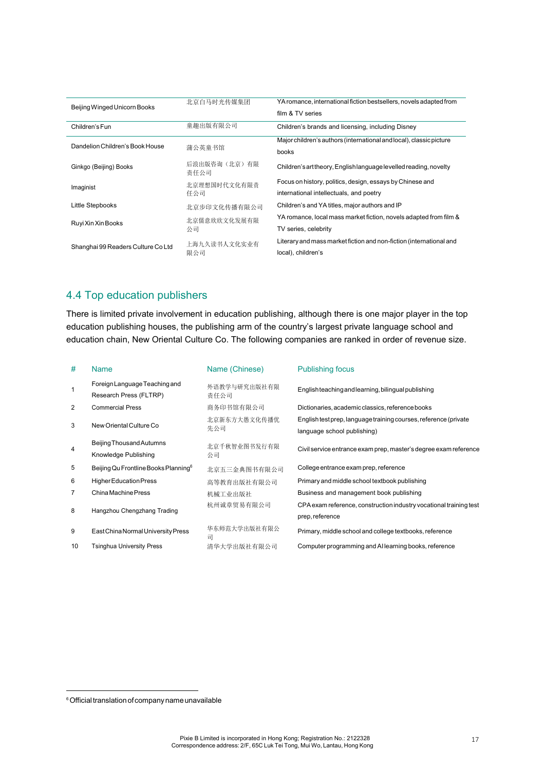| | | |
|---|---|---|
| Beijing Winged Unicorn Books | 北京白马时光传媒集团 | YA romance, international fiction bestsellers, novels adapted from film & TV series |
| Children's Fun | 童趣出版有限公司 | Children's brands and licensing, including Disney |
| Dandelion Children's Book House | 蒲公英童书馆 | Major children's authors (international and local), classic picture books |
| Ginkgo (Beijing) Books | 后浪出版咨询（北京）有限责任公司 | Children's art theory, English language levelled reading, novelty |
| Imaginist | 北京理想国时代文化有限责任公司 | Focus on history, politics, design, essays by Chinese and international intellectuals, and poetry |
| Little Stepbooks | 北京步印文化传播有限公司 | Children's and YA titles, major authors and IP |
| Ruyi Xin Xin Books | 北京儒意欣欣文化发展有限公司 | YA romance, local mass market fiction, novels adapted from film & TV series, celebrity |
| Shanghai 99 Readers Culture Co Ltd | 上海九久读书人文化实业有限公司 | Literary and mass market fiction and non-fiction (international and local), children's |

## 4.4 Top education publishers

There is limited private involvement in education publishing, although there is one major player in the top education publishing houses, the publishing arm of the country's largest private language school and education chain, New Oriental Culture Co. The following companies are ranked in order of revenue size.

| # | Name | Name (Chinese) | Publishing focus |
|---|---|---|---|
| 1 | Foreign Language Teaching and Research Press (FLTRP) | 外语教学与研究出版社有限责任公司 | English teaching and learning, bilingual publishing |
| 2 | Commercial Press | 商务印书馆有限公司 | Dictionaries, academic classics, reference books |
| 3 | New Oriental Culture Co | 北京新东方大愚文化传播优先公司 | English test prep, language training courses, reference (private language school publishing) |
| 4 | Beijing Thousand Autumns Knowledge Publishing | 北京千秋智业图书发行有限公司 | Civil service entrance exam prep, master's degree exam reference |
| 5 | Beijing Qu Frontline Books Planning[6] | 北京五三金典图书有限公司 | College entrance exam prep, reference |
| 6 | Higher Education Press | 高等教育出版社有限公司 | Primary and middle school textbook publishing |
| 7 | China Machine Press | 机械工业出版社 | Business and management book publishing |
| 8 | Hangzhou Chengzhang Trading | 杭州诚章贸易有限公司 | CPA exam reference, construction industry vocational training test prep, reference |
| 9 | East China Normal University Press | 华东师范大学出版社有限公司 | Primary, middle school and college textbooks, reference |
| 10 | Tsinghua University Press | 清华大学出版社有限公司 | Computer programming and AI learning books, reference |

[6] Official translation of company name unavailable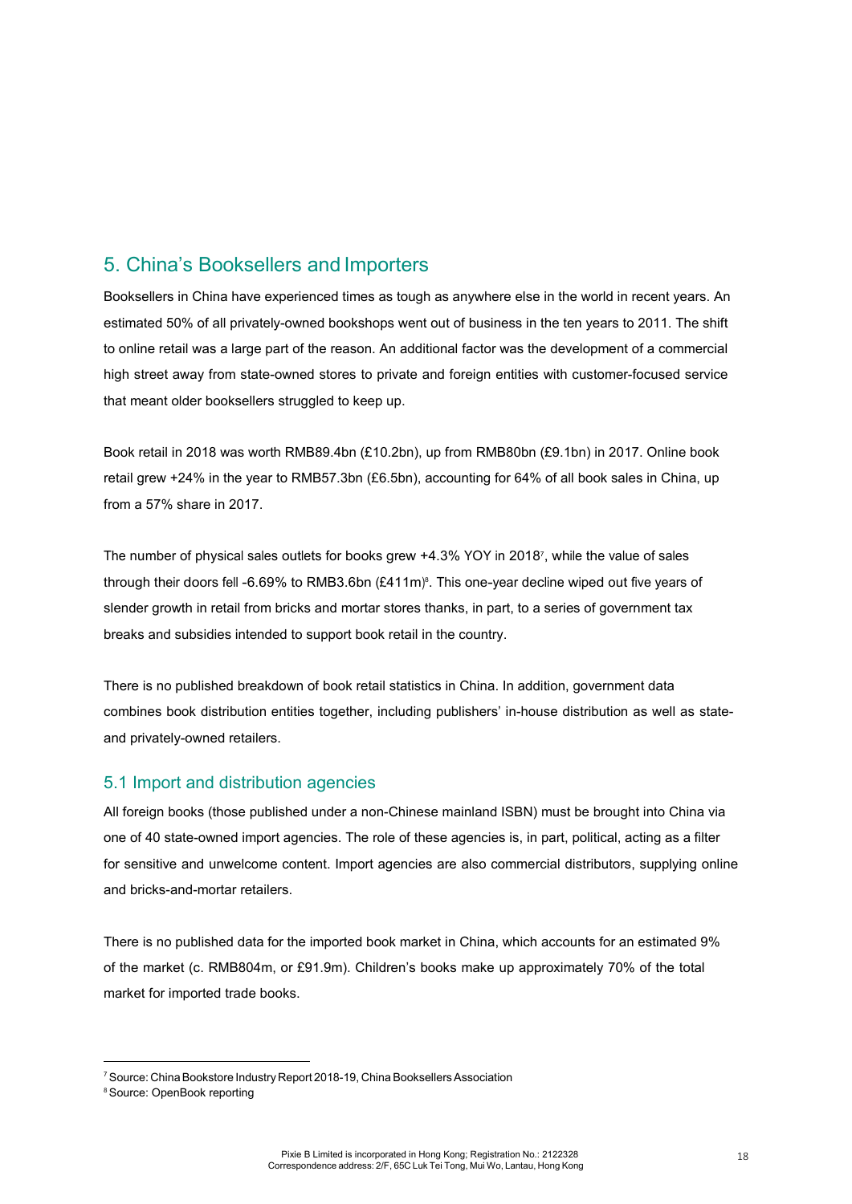## 5. China's Booksellers and Importers

Booksellers in China have experienced times as tough as anywhere else in the world in recent years. An estimated 50% of all privately-owned bookshops went out of business in the ten years to 2011. The shift to online retail was a large part of the reason. An additional factor was the development of a commercial high street away from state-owned stores to private and foreign entities with customer-focused service that meant older booksellers struggled to keep up.

Book retail in 2018 was worth RMB89.4bn (£10.2bn), up from RMB80bn (£9.1bn) in 2017. Online book retail grew +24% in the year to RMB57.3bn (£6.5bn), accounting for 64% of all book sales in China, up from a 57% share in 2017.

The number of physical sales outlets for books grew +4.3% YOY in 2018[7], while the value of sales through their doors fell -6.69% to RMB3.6bn (£411m)[8]. This one-year decline wiped out five years of slender growth in retail from bricks and mortar stores thanks, in part, to a series of government tax breaks and subsidies intended to support book retail in the country.

There is no published breakdown of book retail statistics in China. In addition, government data combines book distribution entities together, including publishers' in-house distribution as well as state- and privately-owned retailers.

### 5.1 Import and distribution agencies

All foreign books (those published under a non-Chinese mainland ISBN) must be brought into China via one of 40 state-owned import agencies. The role of these agencies is, in part, political, acting as a filter for sensitive and unwelcome content. Import agencies are also commercial distributors, supplying online and bricks-and-mortar retailers.

There is no published data for the imported book market in China, which accounts for an estimated 9% of the market (c. RMB804m, or £91.9m). Children's books make up approximately 70% of the total market for imported trade books.

---

[7] Source: China Bookstore Industry Report 2018-19, China Booksellers Association

[8] Source: OpenBook reporting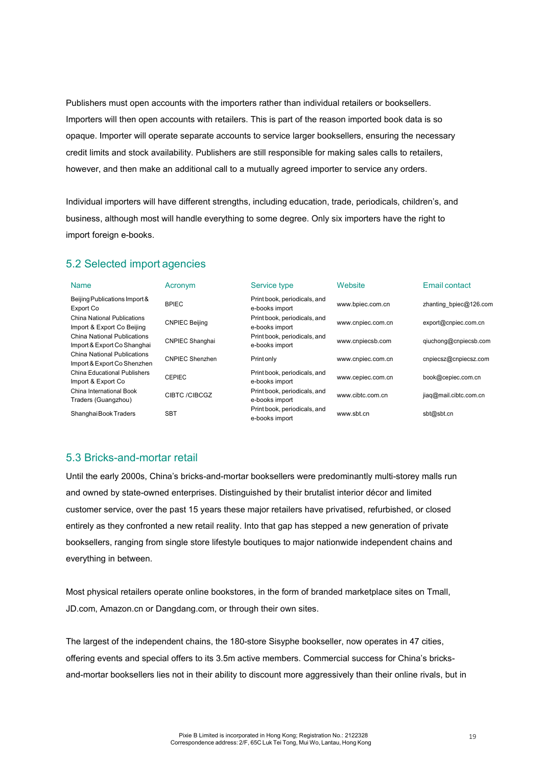Publishers must open accounts with the importers rather than individual retailers or booksellers. Importers will then open accounts with retailers. This is part of the reason imported book data is so opaque. Importer will operate separate accounts to service larger booksellers, ensuring the necessary credit limits and stock availability. Publishers are still responsible for making sales calls to retailers, however, and then make an additional call to a mutually agreed importer to service any orders.

Individual importers will have different strengths, including education, trade, periodicals, children's, and business, although most will handle everything to some degree. Only six importers have the right to import foreign e-books.

## 5.2 Selected import agencies

| Name | Acronym | Service type | Website | Email contact |
|---|---|---|---|---|
| Beijing Publications Import & Export Co | BPIEC | Print book, periodicals, and e-books import | www.bpiec.com.cn | zhanting_bpiec@126.com |
| China National Publications Import & Export Co Beijing | CNPIEC Beijing | Print book, periodicals, and e-books import | www.cnpiec.com.cn | export@cnpiec.com.cn |
| China National Publications Import & Export Co Shanghai | CNPIEC Shanghai | Print book, periodicals, and e-books import | www.cnpiecsb.com | qiuchong@cnpiecsb.com |
| China National Publications Import & Export Co Shenzhen | CNPIEC Shenzhen | Print only | www.cnpiec.com.cn | cnpiecsz@cnpiecsz.com |
| China Educational Publishers Import & Export Co | CEPIEC | Print book, periodicals, and e-books import | www.cepiec.com.cn | book@cepiec.com.cn |
| China International Book Traders (Guangzhou) | CIBTC /CIBCGZ | Print book, periodicals, and e-books import | www.cibtc.com.cn | jiaq@mail.cibtc.com.cn |
| Shanghai Book Traders | SBT | Print book, periodicals, and e-books import | www.sbt.cn | sbt@sbt.cn |

## 5.3 Bricks-and-mortar retail

Until the early 2000s, China's bricks-and-mortar booksellers were predominantly multi-storey malls run and owned by state-owned enterprises. Distinguished by their brutalist interior décor and limited customer service, over the past 15 years these major retailers have privatised, refurbished, or closed entirely as they confronted a new retail reality. Into that gap has stepped a new generation of private booksellers, ranging from single store lifestyle boutiques to major nationwide independent chains and everything in between.

Most physical retailers operate online bookstores, in the form of branded marketplace sites on Tmall, JD.com, Amazon.cn or Dangdang.com, or through their own sites.

The largest of the independent chains, the 180-store Sisyphe bookseller, now operates in 47 cities, offering events and special offers to its 3.5m active members. Commercial success for China's bricks-and-mortar booksellers lies not in their ability to discount more aggressively than their online rivals, but in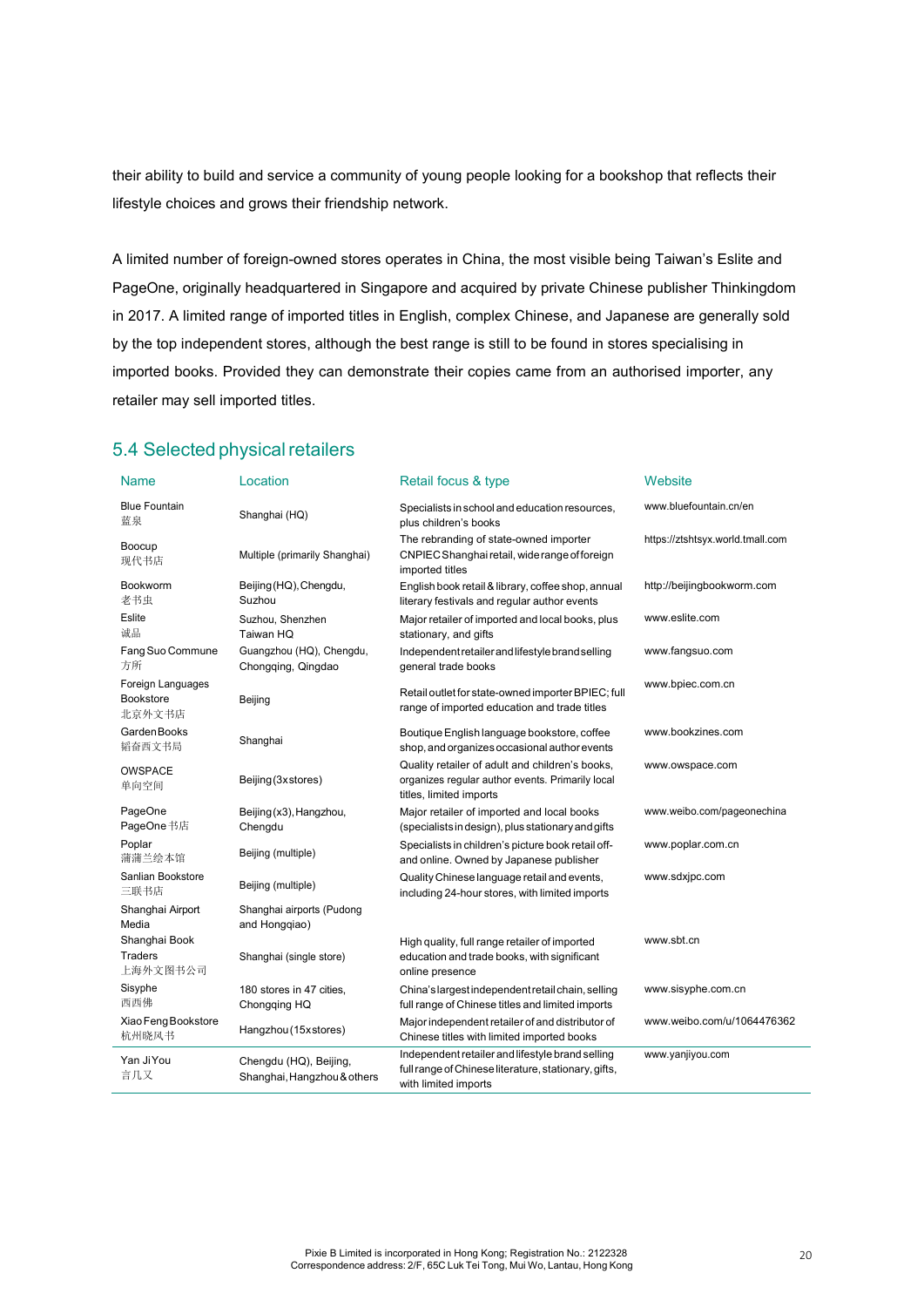their ability to build and service a community of young people looking for a bookshop that reflects their lifestyle choices and grows their friendship network.

A limited number of foreign-owned stores operates in China, the most visible being Taiwan's Eslite and PageOne, originally headquartered in Singapore and acquired by private Chinese publisher Thinkingdom in 2017. A limited range of imported titles in English, complex Chinese, and Japanese are generally sold by the top independent stores, although the best range is still to be found in stores specialising in imported books. Provided they can demonstrate their copies came from an authorised importer, any retailer may sell imported titles.

## 5.4 Selected physical retailers

| Name | Location | Retail focus & type | Website |
|---|---|---|---|
| Blue Fountain 蓝泉 | Shanghai (HQ) | Specialists in school and education resources, plus children's books | www.bluefountain.cn/en |
| Boocup 现代书店 | Multiple (primarily Shanghai) | The rebranding of state-owned importer CNPIEC Shanghai retail, wide range of foreign imported titles | https://ztshtsyx.world.tmall.com |
| Bookworm 老书虫 | Beijing (HQ), Chengdu, Suzhou | English book retail & library, coffee shop, annual literary festivals and regular author events | http://beijingbookworm.com |
| Eslite 诚品 | Suzhou, Shenzhen Taiwan HQ | Major retailer of imported and local books, plus stationary, and gifts | www.eslite.com |
| Fang Suo Commune 方所 | Guangzhou (HQ), Chengdu, Chongqing, Qingdao | Independent retailer and lifestyle brand selling general trade books | www.fangsuo.com |
| Foreign Languages Bookstore 北京外文书店 | Beijing | Retail outlet for state-owned importer BPIEC; full range of imported education and trade titles | www.bpiec.com.cn |
| Garden Books 韬奋西文书局 | Shanghai | Boutique English language bookstore, coffee shop, and organizes occasional author events | www.bookzines.com |
| OWSPACE 单向空间 | Beijing (3x stores) | Quality retailer of adult and children's books, organizes regular author events. Primarily local titles, limited imports | www.owspace.com |
| PageOne PageOne 书店 | Beijing (x3), Hangzhou, Chengdu | Major retailer of imported and local books (specialists in design), plus stationary and gifts | www.weibo.com/pageonechina |
| Poplar 蒲蒲兰绘本馆 | Beijing (multiple) | Specialists in children's picture book retail off- and online. Owned by Japanese publisher | www.poplar.com.cn |
| Sanlian Bookstore 三联书店 | Beijing (multiple) | Quality Chinese language retail and events, including 24-hour stores, with limited imports | www.sdxjpc.com |
| Shanghai Airport Media | Shanghai airports (Pudong and Hongqiao) | | |
| Shanghai Book Traders 上海外文图书公司 | Shanghai (single store) | High quality, full range retailer of imported education and trade books, with significant online presence | www.sbt.cn |
| Sisyphe 西西佛 | 180 stores in 47 cities, Chongqing HQ | China's largest independent retail chain, selling full range of Chinese titles and limited imports | www.sisyphe.com.cn |
| Xiao Feng Bookstore 杭州晓风书 | Hangzhou (15x stores) | Major independent retailer of and distributor of Chinese titles with limited imported books | www.weibo.com/u/1064476362 |
| Yan Ji You 言几又 | Chengdu (HQ), Beijing, Shanghai, Hangzhou & others | Independent retailer and lifestyle brand selling full range of Chinese literature, stationary, gifts, with limited imports | www.yanjiyou.com |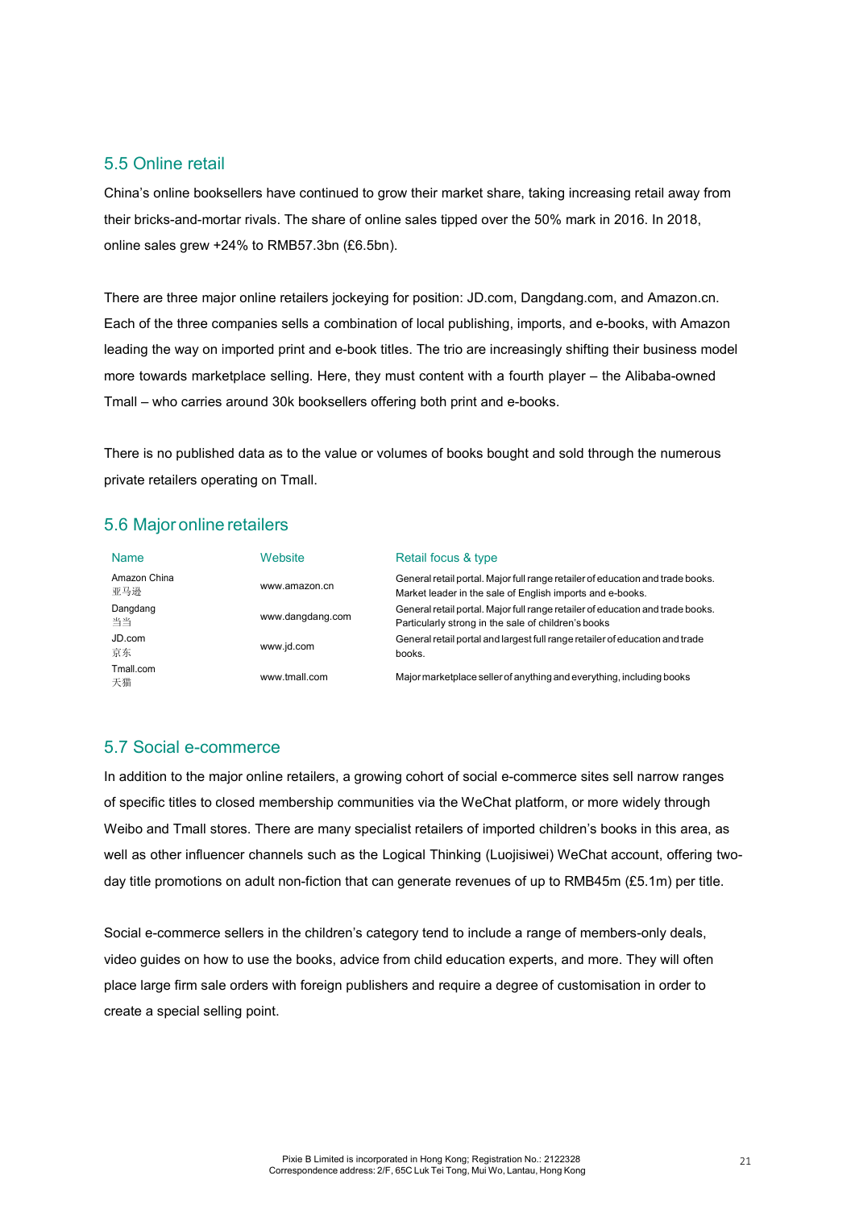## 5.5 Online retail

China's online booksellers have continued to grow their market share, taking increasing retail away from their bricks-and-mortar rivals. The share of online sales tipped over the 50% mark in 2016. In 2018, online sales grew +24% to RMB57.3bn (£6.5bn).

There are three major online retailers jockeying for position: JD.com, Dangdang.com, and Amazon.cn. Each of the three companies sells a combination of local publishing, imports, and e-books, with Amazon leading the way on imported print and e-book titles. The trio are increasingly shifting their business model more towards marketplace selling. Here, they must content with a fourth player – the Alibaba-owned Tmall – who carries around 30k booksellers offering both print and e-books.

There is no published data as to the value or volumes of books bought and sold through the numerous private retailers operating on Tmall.

## 5.6 Major online retailers

| Name | Website | Retail focus & type |
| --- | --- | --- |
| Amazon China 亚马逊 | www.amazon.cn | General retail portal. Major full range retailer of education and trade books. Market leader in the sale of English imports and e-books. |
| Dangdang 当当 | www.dangdang.com | General retail portal. Major full range retailer of education and trade books. Particularly strong in the sale of children's books |
| JD.com 京东 | www.jd.com | General retail portal and largest full range retailer of education and trade books. |
| Tmall.com 天猫 | www.tmall.com | Major marketplace seller of anything and everything, including books |

## 5.7 Social e-commerce

In addition to the major online retailers, a growing cohort of social e-commerce sites sell narrow ranges of specific titles to closed membership communities via the WeChat platform, or more widely through Weibo and Tmall stores. There are many specialist retailers of imported children's books in this area, as well as other influencer channels such as the Logical Thinking (Luojisiwei) WeChat account, offering two-day title promotions on adult non-fiction that can generate revenues of up to RMB45m (£5.1m) per title.

Social e-commerce sellers in the children's category tend to include a range of members-only deals, video guides on how to use the books, advice from child education experts, and more. They will often place large firm sale orders with foreign publishers and require a degree of customisation in order to create a special selling point.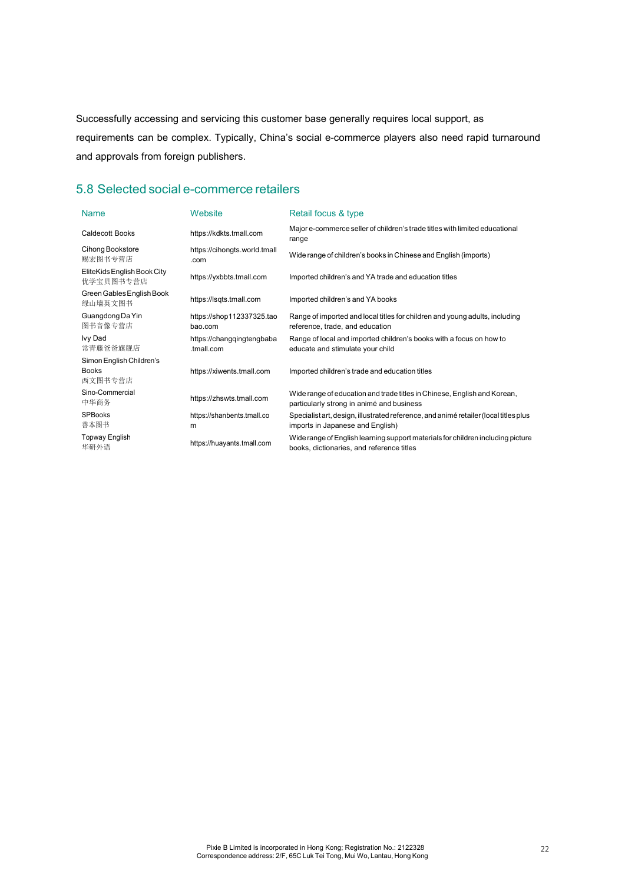Successfully accessing and servicing this customer base generally requires local support, as requirements can be complex. Typically, China's social e-commerce players also need rapid turnaround and approvals from foreign publishers.

## 5.8 Selected social e-commerce retailers

| Name | Website | Retail focus & type |
|---|---|---|
| Caldecott Books | https://kdkts.tmall.com | Major e-commerce seller of children's trade titles with limited educational range |
| Cihong Bookstore 赐宏图书专营店 | https://cihongts.world.tmall.com | Wide range of children's books in Chinese and English (imports) |
| EliteKids English Book City 优学宝贝图书专营店 | https://yxbbts.tmall.com | Imported children's and YA trade and education titles |
| Green Gables English Book 绿山墙英文图书 | https://lsqts.tmall.com | Imported children's and YA books |
| Guangdong Da Yin 图书音像专营店 | https://shop112337325.taobao.com | Range of imported and local titles for children and young adults, including reference, trade, and education |
| Ivy Dad 常青藤爸爸旗舰店 | https://changqingtengbaba.tmall.com | Range of local and imported children's books with a focus on how to educate and stimulate your child |
| Simon English Children's Books 西文图书专营店 | https://xiwents.tmall.com | Imported children's trade and education titles |
| Sino-Commercial 中华商务 | https://zhswts.tmall.com | Wide range of education and trade titles in Chinese, English and Korean, particularly strong in animé and business |
| SPBooks 善本图书 | https://shanbents.tmall.com | Specialist art, design, illustrated reference, and animé retailer (local titles plus imports in Japanese and English) |
| Topway English 华研外语 | https://huayants.tmall.com | Wide range of English learning support materials for children including picture books, dictionaries, and reference titles |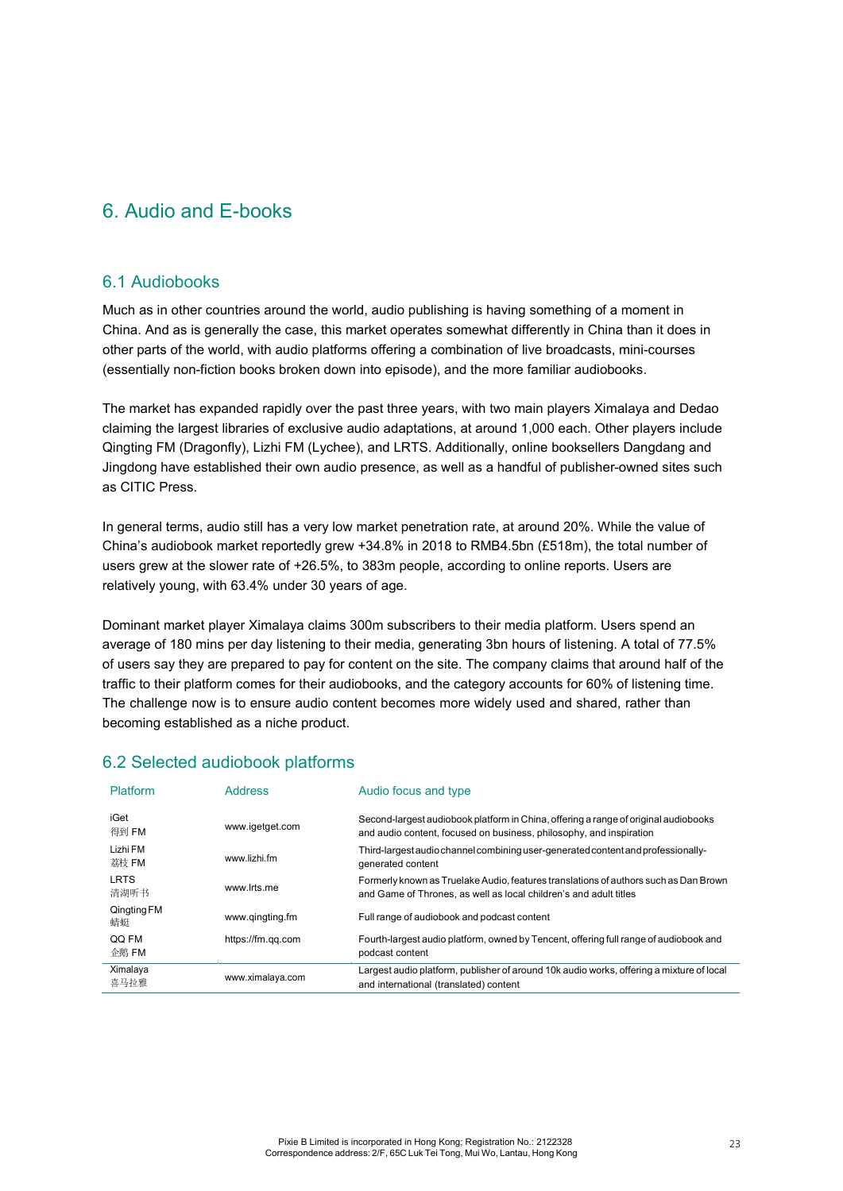# 6. Audio and E-books

## 6.1 Audiobooks

Much as in other countries around the world, audio publishing is having something of a moment in China. And as is generally the case, this market operates somewhat differently in China than it does in other parts of the world, with audio platforms offering a combination of live broadcasts, mini-courses (essentially non-fiction books broken down into episode), and the more familiar audiobooks.

The market has expanded rapidly over the past three years, with two main players Ximalaya and Dedao claiming the largest libraries of exclusive audio adaptations, at around 1,000 each. Other players include Qingting FM (Dragonfly), Lizhi FM (Lychee), and LRTS. Additionally, online booksellers Dangdang and Jingdong have established their own audio presence, as well as a handful of publisher-owned sites such as CITIC Press.

In general terms, audio still has a very low market penetration rate, at around 20%. While the value of China's audiobook market reportedly grew +34.8% in 2018 to RMB4.5bn (£518m), the total number of users grew at the slower rate of +26.5%, to 383m people, according to online reports. Users are relatively young, with 63.4% under 30 years of age.

Dominant market player Ximalaya claims 300m subscribers to their media platform. Users spend an average of 180 mins per day listening to their media, generating 3bn hours of listening. A total of 77.5% of users say they are prepared to pay for content on the site. The company claims that around half of the traffic to their platform comes for their audiobooks, and the category accounts for 60% of listening time. The challenge now is to ensure audio content becomes more widely used and shared, rather than becoming established as a niche product.

## 6.2 Selected audiobook platforms

| Platform | Address | Audio focus and type |
|---|---|---|
| iGet 得到 FM | www.igetget.com | Second-largest audiobook platform in China, offering a range of original audiobooks and audio content, focused on business, philosophy, and inspiration |
| Lizhi FM 荔枝 FM | www.lizhi.fm | Third-largest audio channel combining user-generated content and professionally-generated content |
| LRTS 清湖听书 | www.lrts.me | Formerly known as Truelake Audio, features translations of authors such as Dan Brown and Game of Thrones, as well as local children's and adult titles |
| Qingting FM 蜻蜓 | www.qingting.fm | Full range of audiobook and podcast content |
| QQ FM 企鹅 FM | https://fm.qq.com | Fourth-largest audio platform, owned by Tencent, offering full range of audiobook and podcast content |
| Ximalaya 喜马拉雅 | www.ximalaya.com | Largest audio platform, publisher of around 10k audio works, offering a mixture of local and international (translated) content |

Pixie B Limited is incorporated in Hong Kong; Registration No.: 2122328
Correspondence address: 2/F, 65C Luk Tei Tong, Mui Wo, Lantau, Hong Kong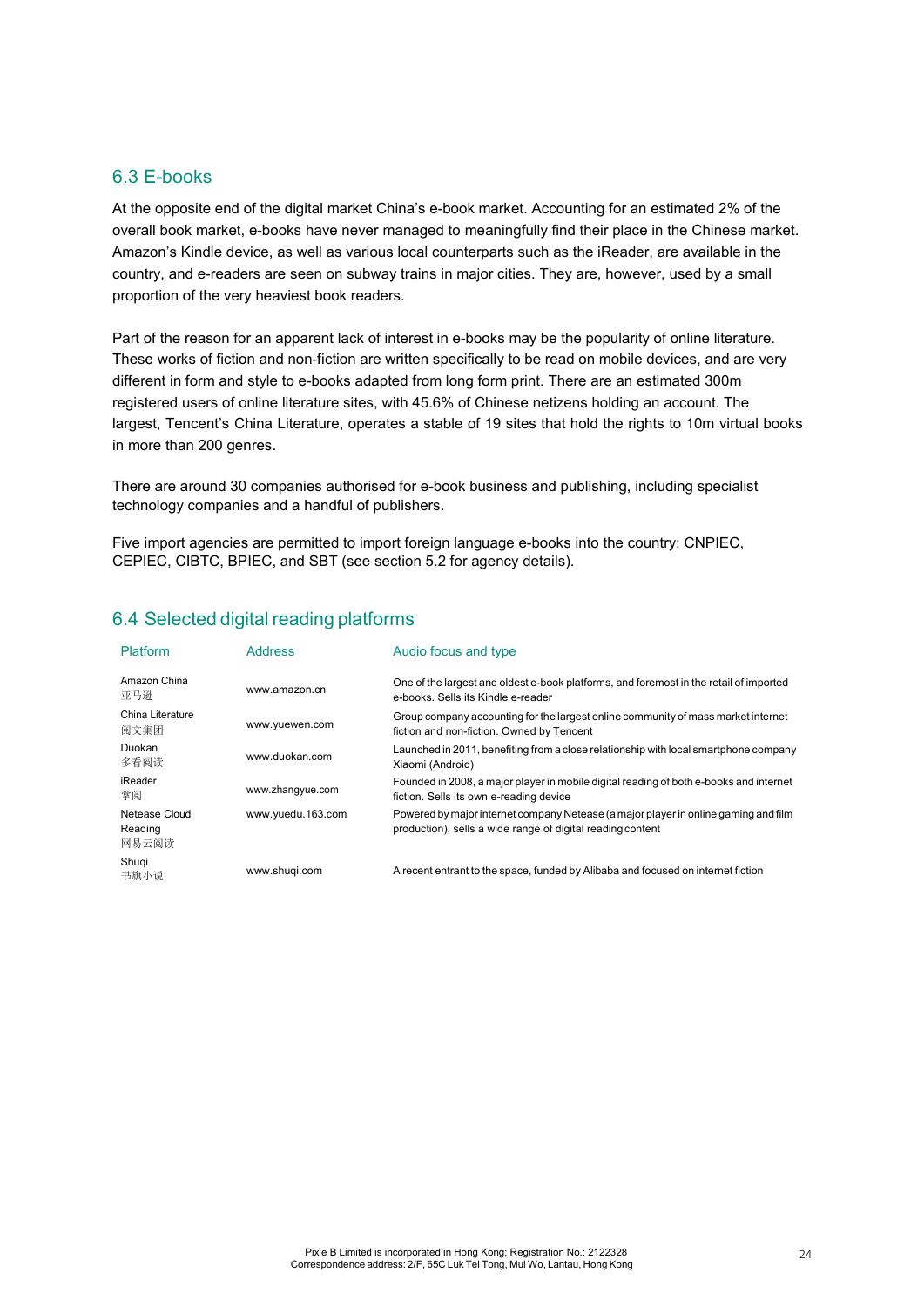## 6.3 E-books

At the opposite end of the digital market China's e-book market. Accounting for an estimated 2% of the overall book market, e-books have never managed to meaningfully find their place in the Chinese market. Amazon's Kindle device, as well as various local counterparts such as the iReader, are available in the country, and e-readers are seen on subway trains in major cities. They are, however, used by a small proportion of the very heaviest book readers.

Part of the reason for an apparent lack of interest in e-books may be the popularity of online literature. These works of fiction and non-fiction are written specifically to be read on mobile devices, and are very different in form and style to e-books adapted from long form print. There are an estimated 300m registered users of online literature sites, with 45.6% of Chinese netizens holding an account. The largest, Tencent's China Literature, operates a stable of 19 sites that hold the rights to 10m virtual books in more than 200 genres.

There are around 30 companies authorised for e-book business and publishing, including specialist technology companies and a handful of publishers.

Five import agencies are permitted to import foreign language e-books into the country: CNPIEC, CEPIEC, CIBTC, BPIEC, and SBT (see section 5.2 for agency details).

## 6.4 Selected digital reading platforms

| Platform | Address | Audio focus and type |
|---|---|---|
| Amazon China 亚马逊 | www.amazon.cn | One of the largest and oldest e-book platforms, and foremost in the retail of imported e-books. Sells its Kindle e-reader |
| China Literature 阅文集团 | www.yuewen.com | Group company accounting for the largest online community of mass market internet fiction and non-fiction. Owned by Tencent |
| Duokan 多看阅读 | www.duokan.com | Launched in 2011, benefiting from a close relationship with local smartphone company Xiaomi (Android) |
| iReader 掌阅 | www.zhangyue.com | Founded in 2008, a major player in mobile digital reading of both e-books and internet fiction. Sells its own e-reading device |
| Netease Cloud Reading 网易云阅读 | www.yuedu.163.com | Powered by major internet company Netease (a major player in online gaming and film production), sells a wide range of digital reading content |
| Shuqi 书旗小说 | www.shuqi.com | A recent entrant to the space, funded by Alibaba and focused on internet fiction |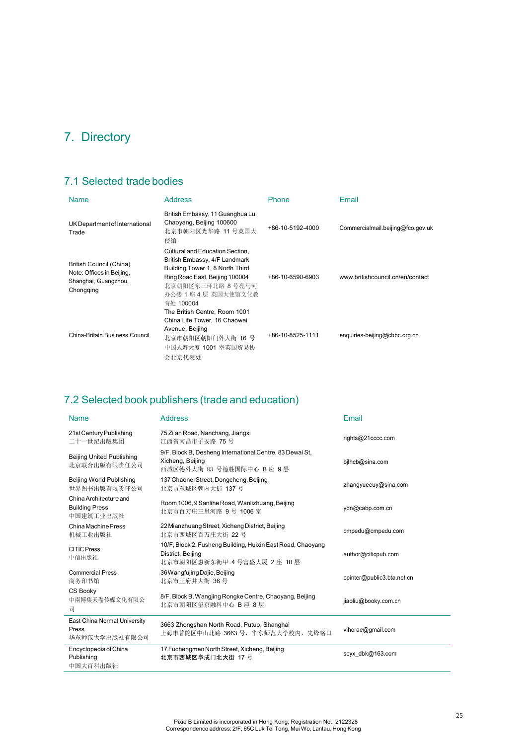# 7. Directory

## 7.1 Selected trade bodies

| Name | Address | Phone | Email |
|---|---|---|---|
| UK Department of International Trade | British Embassy, 11 Guanghua Lu, Chaoyang, Beijing 100600<br>北京市朝阳区光华路 11 号英国大使馆 | +86-10-5192-4000 | Commercialmail.beijing@fco.gov.uk |
| British Council (China)<br>Note: Offices in Beijing, Shanghai, Guangzhou, Chongqing | Cultural and Education Section, British Embassy, 4/F Landmark Building Tower 1, 8 North Third Ring Road East, Beijing 100004<br>北京朝阳区东三环北路 8 号亮马河办公楼 1 座 4 层 英国大使馆文化教育处 100004 | +86-10-6590-6903 | www.britishcouncil.cn/en/contact |
| China-Britain Business Council | The British Centre, Room 1001 China Life Tower, 16 Chaowai Avenue, Beijing<br>北京市朝阳区朝阳门外大街 16 号中国人寿大厦 1001 室英国贸易协会北京代表处 | +86-10-8525-1111 | enquiries-beijing@cbbc.org.cn |

## 7.2 Selected book publishers (trade and education)

| Name | Address | Email |
|---|---|---|
| 21st Century Publishing<br>二十一世纪出版集团 | 75 Zi'an Road, Nanchang, Jiangxi<br>江西省南昌市子安路 75 号 | rights@21cccc.com |
| Beijing United Publishing<br>北京联合出版有限责任公司 | 9/F, Block B, Desheng International Centre, 83 Dewai St, Xicheng, Beijing<br>西城区德外大街 83 号德胜国际中心 B 座 9 层 | bjlhcb@sina.com |
| Beijing World Publishing<br>世界图书出版有限责任公司 | 137 Chaonei Street, Dongcheng, Beijing<br>北京市东城区朝内大街 137 号 | zhangyueeuy@sina.com |
| China Architecture and Building Press<br>中国建筑工业出版社 | Room 1006, 9 Sanlihe Road, Wanlizhuang, Beijing<br>北京市百万庄三里河路 9 号 1006 室 | ydn@cabp.com.cn |
| China Machine Press<br>机械工业出版社 | 22 Mianzhuang Street, Xicheng District, Beijing<br>北京市西城区百万庄大街 22 号 | cmpedu@cmpedu.com |
| CITIC Press<br>中信出版社 | 10/F, Block 2, Fusheng Building, Huixin East Road, Chaoyang District, Beijing<br>北京市朝阳区惠新东街甲 4 号富盛大厦 2 座 10 层 | author@citicpub.com |
| Commercial Press<br>商务印书馆 | 36 Wangfujing Dajie, Beijing<br>北京市王府井大街 36 号 | cpinter@public3.bta.net.cn |
| CS Booky<br>中南博集天卷传媒文化有限公司 | 8/F, Block B, Wangjing Rongke Centre, Chaoyang, Beijing<br>北京市朝阳区望京融科中心 B 座 8 层 | jiaoliu@booky.com.cn |
| East China Normal University Press<br>华东师范大学出版社有限公司 | 3663 Zhongshan North Road, Putuo, Shanghai<br>上海市普陀区中山北路 3663 号，华东师范大学校内，先锋路口 | vihorae@gmail.com |
| Encyclopedia of China Publishing<br>中国大百科出版社 | 17 Fuchengmen North Street, Xicheng, Beijing<br>**北京市西城区阜成门北大街 17 号** | scyx_dbk@163.com |

Pixie B Limited is incorporated in Hong Kong; Registration No.: 2122328
Correspondence address: 2/F, 65C Luk Tei Tong, Mui Wo, Lantau, Hong Kong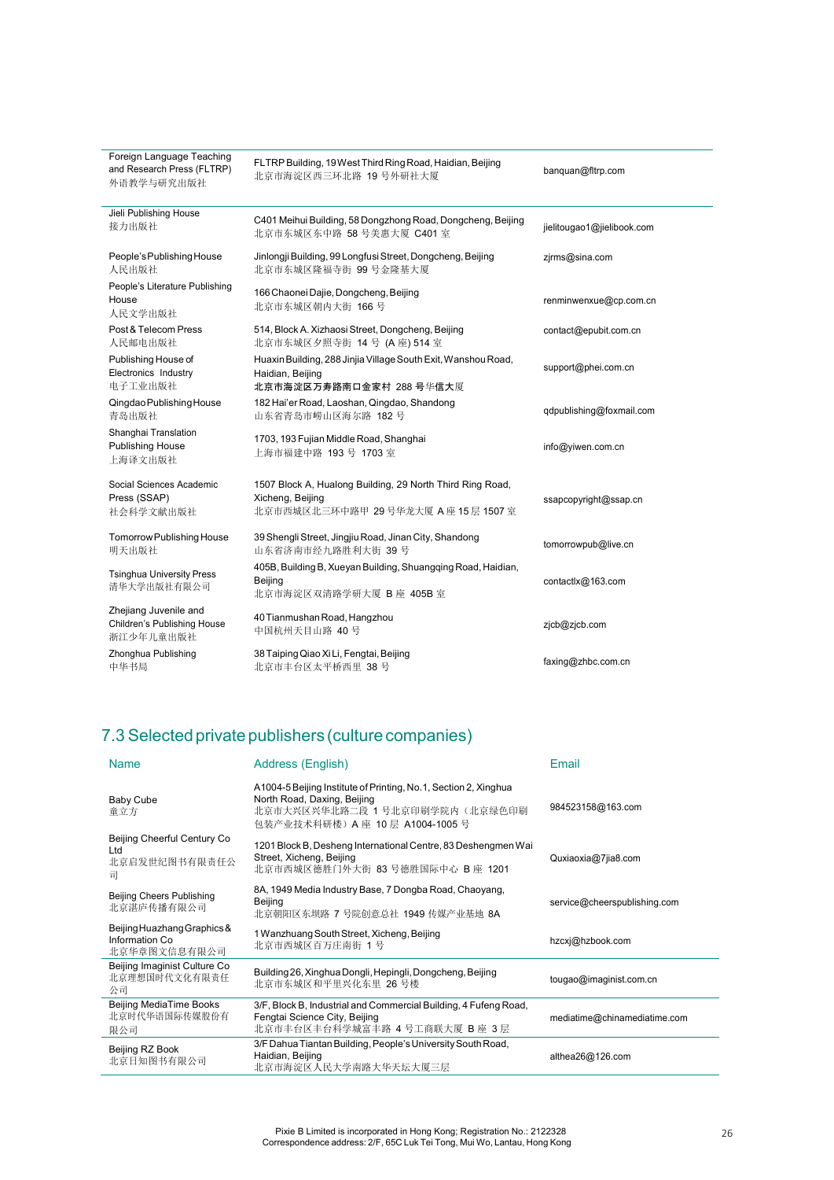| | | |
|---|---|---|
| Foreign Language Teaching and Research Press (FLTRP)<br>外语教学与研究出版社 | FLTRP Building, 19 West Third Ring Road, Haidian, Beijing<br>北京市海淀区西三环北路 19 号外研社大厦 | banquan@fltrp.com |
| Jieli Publishing House<br>接力出版社 | C401 Meihui Building, 58 Dongzhong Road, Dongcheng, Beijing<br>北京市东城区东中路 58 号美惠大厦 C401 室 | jielitougao1@jielibook.com |
| People's Publishing House<br>人民出版社 | Jinlongji Building, 99 Longfusi Street, Dongcheng, Beijing<br>北京市东城区隆福寺街 99 号金隆基大厦 | zjrms@sina.com |
| People's Literature Publishing House<br>人民文学出版社 | 166 Chaonei Dajie, Dongcheng, Beijing<br>北京市东城区朝内大街 166 号 | renminwenxue@cp.com.cn |
| Post & Telecom Press<br>人民邮电出版社 | 514, Block A. Xizhaosi Street, Dongcheng, Beijing<br>北京市东城区夕照寺街 14 号 (A 座) 514 室 | contact@epubit.com.cn |
| Publishing House of Electronics Industry<br>电子工业出版社 | Huaxin Building, 288 Jinjia Village South Exit, Wanshou Road, Haidian, Beijing<br>**北京市海淀区万寿路南口金家村 288 号**华信大厦 | support@phei.com.cn |
| Qingdao Publishing House<br>青岛出版社 | 182 Hai'er Road, Laoshan, Qingdao, Shandong<br>山东省青岛市崂山区海尔路 182 号 | qdpublishing@foxmail.com |
| Shanghai Translation Publishing House<br>上海译文出版社 | 1703, 193 Fujian Middle Road, Shanghai<br>上海市福建中路 193 号 1703 室 | info@yiwen.com.cn |
| Social Sciences Academic Press (SSAP)<br>社会科学文献出版社 | 1507 Block A, Hualong Building, 29 North Third Ring Road, Xicheng, Beijing<br>北京市西城区北三环中路甲 29 号华龙大厦 A 座 15 层 1507 室 | ssapcopyright@ssap.cn |
| Tomorrow Publishing House<br>明天出版社 | 39 Shengli Street, Jingjiu Road, Jinan City, Shandong<br>山东省济南市经九路胜利大街 39 号 | tomorrowpub@live.cn |
| Tsinghua University Press<br>清华大学出版社有限公司 | 405B, Building B, Xueyan Building, Shuangqing Road, Haidian, Beijing<br>北京市海淀区双清路学研大厦 B 座 405B 室 | contactlx@163.com |
| Zhejiang Juvenile and Children's Publishing House<br>浙江少年儿童出版社 | 40 Tianmushan Road, Hangzhou<br>中国杭州天目山路 40 号 | zjcb@zjcb.com |
| Zhonghua Publishing<br>中华书局 | 38 Taiping Qiao Xi Li, Fengtai, Beijing<br>北京市丰台区太平桥西里 38 号 | faxing@zhbc.com.cn |

## 7.3 Selected private publishers (culture companies)

| Name | Address (English) | Email |
|---|---|---|
| Baby Cube<br>童立方 | A1004-5 Beijing Institute of Printing, No.1, Section 2, Xinghua North Road, Daxing, Beijing<br>北京市大兴区兴华北路二段 1 号北京印刷学院内（北京绿色印刷包装产业技术科研楼）A 座 10 层 A1004-1005 号 | 984523158@163.com |
| Beijing Cheerful Century Co Ltd<br>北京启发世纪图书有限责任公司 | 1201 Block B, Desheng International Centre, 83 Deshengmen Wai Street, Xicheng, Beijing<br>北京市西城区德胜门外大街 83 号德胜国际中心 B 座 1201 | Quxiaoxia@7jia8.com |
| Beijing Cheers Publishing<br>北京湛庐传播有限公司 | 8A, 1949 Media Industry Base, 7 Dongba Road, Chaoyang, Beijing<br>北京朝阳区东坝路 7 号院创意总社 1949 传媒产业基地 8A | service@cheerspublishing.com |
| Beijing Huazhang Graphics & Information Co<br>北京华章图文信息有限公司 | 1 Wanzhuang South Street, Xicheng, Beijing<br>北京市西城区百万庄南街 1 号 | hzcxj@hzbook.com |
| Beijing Imaginist Culture Co<br>北京理想国时代文化有限责任公司 | Building 26, Xinghua Dongli, Hepingli, Dongcheng, Beijing<br>北京市东城区和平里兴化东里 26 号楼 | tougao@imaginist.com.cn |
| Beijing MediaTime Books<br>北京时代华语国际传媒股份有限公司 | 3/F, Block B, Industrial and Commercial Building, 4 Fufeng Road, Fengtai Science City, Beijing<br>北京市丰台区丰台科学城富丰路 4 号工商联大厦 B 座 3 层 | mediatime@chinamediatime.com |
| Beijing RZ Book<br>北京日知图书有限公司 | 3/F Dahua Tiantan Building, People's University South Road, Haidian, Beijing<br>北京市海淀区人民大学南路大华天坛大厦三层 | althea26@126.com |

Pixie B Limited is incorporated in Hong Kong; Registration No.: 2122328
Correspondence address: 2/F, 65C Luk Tei Tong, Mui Wo, Lantau, Hong Kong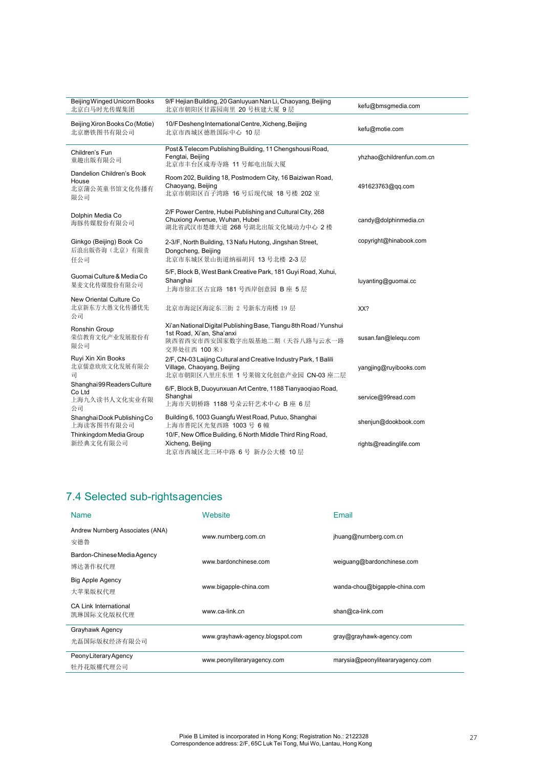| | | |
|---|---|---|
| Beijing Winged Unicorn Books<br>北京白马时光传媒集团 | 9/F Hejian Building, 20 Ganluyuan Nan Li, Chaoyang, Beijing<br>北京市朝阳区甘露园南里 20 号核建大厦 9 层 | kefu@bmsgmedia.com |
| Beijing Xiron Books Co (Motie)<br>北京磨铁图书有限公司 | 10/F Desheng International Centre, Xicheng, Beijing<br>北京市西城区德胜国际中心 10 层 | kefu@motie.com |
| Children's Fun<br>童趣出版有限公司 | Post & Telecom Publishing Building, 11 Chengshousi Road, Fengtai, Beijing<br>北京市丰台区成寿寺路 11 号邮电出版大厦 | yhzhao@childrenfun.com.cn |
| Dandelion Children's Book House<br>北京蒲公英童书馆文化传播有限公司 | Room 202, Building 18, Postmodern City, 16 Baiziwan Road, Chaoyang, Beijing<br>北京市朝阳区百子湾路 16 号后现代城 18 号楼 202 室 | 491623763@qq.com |
| Dolphin Media Co<br>海豚传媒股份有限公司 | 2/F Power Centre, Hubei Publishing and Cultural City, 268 Chuxiong Avenue, Wuhan, Hubei<br>湖北省武汉市楚雄大道 268 号湖北出版文化城动力中心 2 楼 | candy@dolphinmedia.cn |
| Ginkgo (Beijing) Book Co<br>后浪出版咨询（北京）有限责任公司 | 2-3/F, North Building, 13 Nafu Hutong, Jingshan Street, Dongcheng, Beijing<br>北京市东城区景山街道纳福胡同 13 号北楼 2-3 层 | copyright@hinabook.com |
| Guomai Culture & Media Co<br>果麦文化传媒股份有限公司 | 5/F, Block B, West Bank Creative Park, 181 Guyi Road, Xuhui, Shanghai<br>上海市徐汇区古宜路 181 号西岸创意园 B 座 5 层 | luyanting@guomai.cc |
| New Oriental Culture Co<br>北京新东方大愚文化传播优先公司 | 北京市海淀区海淀东三街 2 号新东方南楼 19 层 | XX? |
| Ronshin Group<br>荣信教育文化产业发展股份有限公司 | Xi'an National Digital Publishing Base, Tiangu 8th Road / Yunshui 1st Road, Xi'an, Sha'anxi<br>陕西省西安市西安国家数字出版基地二期（天谷八路与云水一路交界处往西 100 米） | susan.fan@lelequ.com |
| Ruyi Xin Xin Books<br>北京儒意欣欣文化发展有限公司 | 2/F, CN-03 Laijing Cultural and Creative Industry Park, 1 Balili Village, Chaoyang, Beijing<br>北京市朝阳区八里庄东里 1 号莱锦文化创意产业园 CN-03 座二层 | yangjing@ruyibooks.com |
| Shanghai 99 Readers Culture Co Ltd<br>上海九久读书人文化实业有限公司 | 6/F, Block B, Duoyunxuan Art Centre, 1188 Tianyaoqiao Road, Shanghai<br>上海市天钥桥路 1188 号朵云轩艺术中心 B 座 6 层 | service@99read.com |
| Shanghai Dook Publishing Co<br>上海读客图书有限公司 | Building 6, 1003 Guangfu West Road, Putuo, Shanghai<br>上海市普陀区光复西路 1003 号 6 幢 | shenjun@dookbook.com |
| Thinkingdom Media Group<br>新经典文化有限公司 | 10/F, New Office Building, 6 North Middle Third Ring Road, Xicheng, Beijing<br>北京市西城区北三环中路 6 号 新办公大楼 10 层 | rights@readinglife.com |

## 7.4 Selected sub-rights agencies

| Name | Website | Email |
|---|---|---|
| Andrew Nurnberg Associates (ANA)<br>安德鲁 | www.nurnberg.com.cn | jhuang@nurnberg.com.cn |
| Bardon-Chinese Media Agency<br>博达著作权代理 | www.bardonchinese.com | weiguang@bardonchinese.com |
| Big Apple Agency<br>大苹果版权代理 | www.bigapple-china.com | wanda-chou@bigapple-china.com |
| CA Link International<br>凯琳国际文化版权代理 | www.ca-link.cn | shan@ca-link.com |
| Grayhawk Agency<br>光磊国际版权经济有限公司 | www.grayhawk-agency.blogspot.com | gray@grayhawk-agency.com |
| Peony Literary Agency<br>牡丹花版權代理公司 | www.peonyliteraryagency.com | marysia@peonyliteararyagency.com |

Pixie B Limited is incorporated in Hong Kong; Registration No.: 2122328
Correspondence address: 2/F, 65C Luk Tei Tong, Mui Wo, Lantau, Hong Kong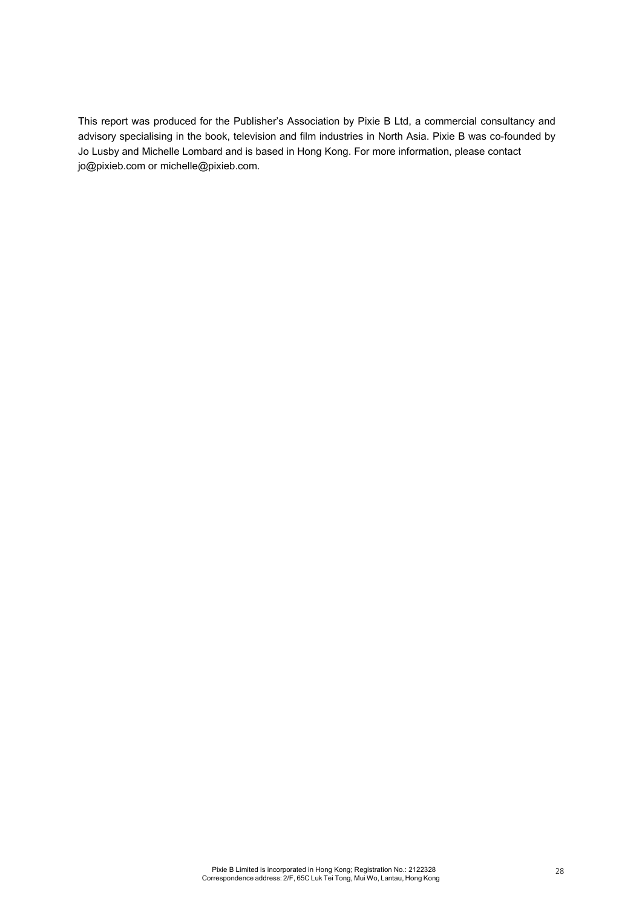This report was produced for the Publisher's Association by Pixie B Ltd, a commercial consultancy and advisory specialising in the book, television and film industries in North Asia. Pixie B was co-founded by Jo Lusby and Michelle Lombard and is based in Hong Kong. For more information, please contact jo@pixieb.com or michelle@pixieb.com.